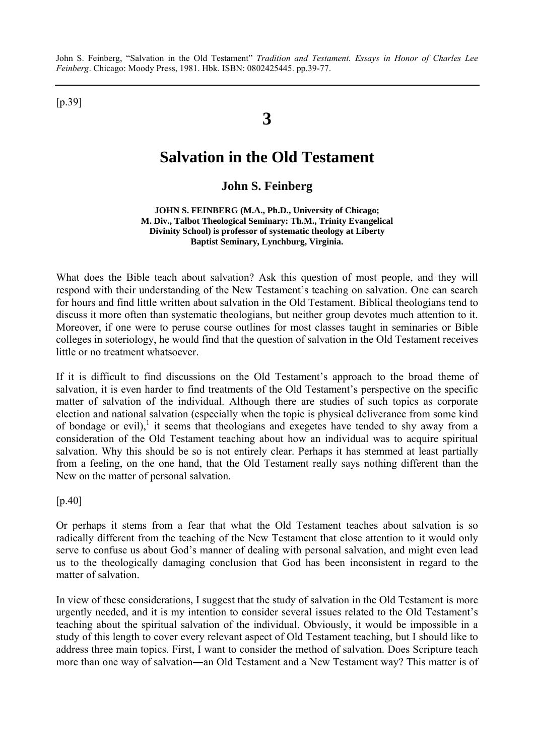John S. Feinberg, "Salvation in the Old Testament" *Tradition and Testament. Essays in Honor of Charles Lee Feinberg*. Chicago: Moody Press, 1981. Hbk. ISBN: 0802425445. pp.39-77.

[p.39]

# 3

# Salvation in the Old Testament

## John S. Feinberg

**JOHN S. FEINBERG (M.A., Ph.D., University of Chicago; M. Div., Talbot Theological Seminary: Th.M., Trinity Evangelical Divinity School) is professor of systematic theology at Liberty Baptist Seminary, Lynchburg, Virginia.**

What does the Bible teach about salvation? Ask this question of most people, and they will respond with their understanding of the New Testament's teaching on salvation. One can search for hours and find little written about salvation in the Old Testament. Biblical theologians tend to discuss it more often than systematic theologians, but neither group devotes much attention to it. Moreover, if one were to peruse course outlines for most classes taught in seminaries or Bible colleges in soteriology, he would find that the question of salvation in the Old Testament receives little or no treatment whatsoever.

If it is difficult to find discussions on the Old Testament's approach to the broad theme of salvation, it is even harder to find treatments of the Old Testament's perspective on the specific matter of salvation of the individual. Although there are studies of such topics as corporate election and national salvation (especially when the topic is physical deliverance from some kind of bondage or evil),[1] it seems that theologians and exegetes have tended to shy away from a consideration of the Old Testament teaching about how an individual was to acquire spiritual salvation. Why this should be so is not entirely clear. Perhaps it has stemmed at least partially from a feeling, on the one hand, that the Old Testament really says nothing different than the New on the matter of personal salvation.

[p.40]

Or perhaps it stems from a fear that what the Old Testament teaches about salvation is so radically different from the teaching of the New Testament that close attention to it would only serve to confuse us about God's manner of dealing with personal salvation, and might even lead us to the theologically damaging conclusion that God has been inconsistent in regard to the matter of salvation.

In view of these considerations, I suggest that the study of salvation in the Old Testament is more urgently needed, and it is my intention to consider several issues related to the Old Testament's teaching about the spiritual salvation of the individual. Obviously, it would be impossible in a study of this length to cover every relevant aspect of Old Testament teaching, but I should like to address three main topics. First, I want to consider the method of salvation. Does Scripture teach more than one way of salvation―an Old Testament and a New Testament way? This matter is of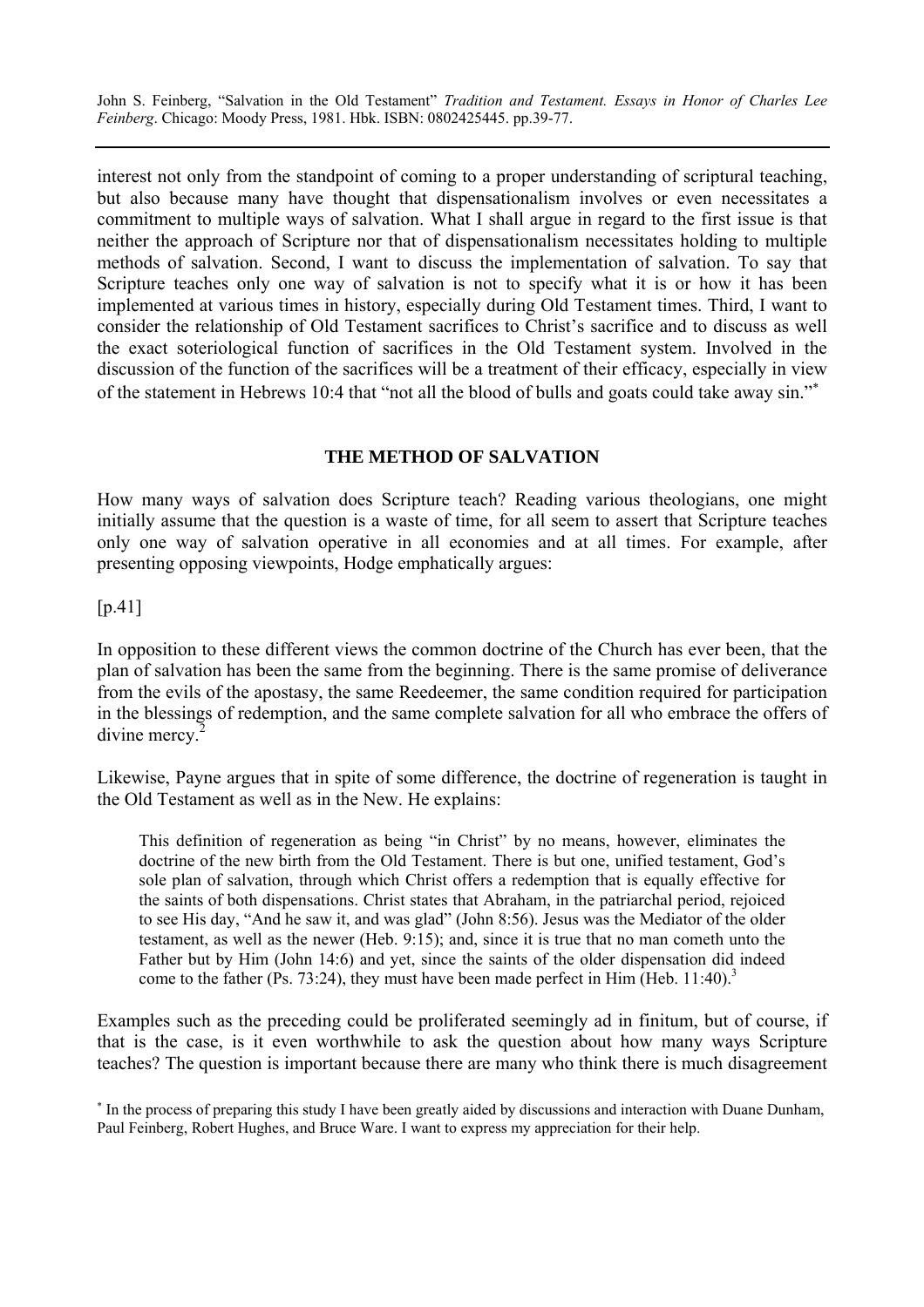interest not only from the standpoint of coming to a proper understanding of scriptural teaching, but also because many have thought that dispensationalism involves or even necessitates a commitment to multiple ways of salvation. What I shall argue in regard to the first issue is that neither the approach of Scripture nor that of dispensationalism necessitates holding to multiple methods of salvation. Second, I want to discuss the implementation of salvation. To say that Scripture teaches only one way of salvation is not to specify what it is or how it has been implemented at various times in history, especially during Old Testament times. Third, I want to consider the relationship of Old Testament sacrifices to Christ's sacrifice and to discuss as well the exact soteriological function of sacrifices in the Old Testament system. Involved in the discussion of the function of the sacrifices will be a treatment of their efficacy, especially in view of the statement in Hebrews 10:4 that "not all the blood of bulls and goats could take away sin."[*]

## THE METHOD OF SALVATION

How many ways of salvation does Scripture teach? Reading various theologians, one might initially assume that the question is a waste of time, for all seem to assert that Scripture teaches only one way of salvation operative in all economies and at all times. For example, after presenting opposing viewpoints, Hodge emphatically argues:

[p.41]

In opposition to these different views the common doctrine of the Church has ever been, that the plan of salvation has been the same from the beginning. There is the same promise of deliverance from the evils of the apostasy, the same Reedeemer, the same condition required for participation in the blessings of redemption, and the same complete salvation for all who embrace the offers of divine mercy.[2]

Likewise, Payne argues that in spite of some difference, the doctrine of regeneration is taught in the Old Testament as well as in the New. He explains:

> This definition of regeneration as being "in Christ" by no means, however, eliminates the doctrine of the new birth from the Old Testament. There is but one, unified testament, God's sole plan of salvation, through which Christ offers a redemption that is equally effective for the saints of both dispensations. Christ states that Abraham, in the patriarchal period, rejoiced to see His day, "And he saw it, and was glad" (John 8:56). Jesus was the Mediator of the older testament, as well as the newer (Heb. 9:15); and, since it is true that no man cometh unto the Father but by Him (John 14:6) and yet, since the saints of the older dispensation did indeed come to the father (Ps. 73:24), they must have been made perfect in Him (Heb. 11:40).[3]

Examples such as the preceding could be proliferated seemingly ad in finitum, but of course, if that is the case, is it even worthwhile to ask the question about how many ways Scripture teaches? The question is important because there are many who think there is much disagreement

[*] In the process of preparing this study I have been greatly aided by discussions and interaction with Duane Dunham, Paul Feinberg, Robert Hughes, and Bruce Ware. I want to express my appreciation for their help.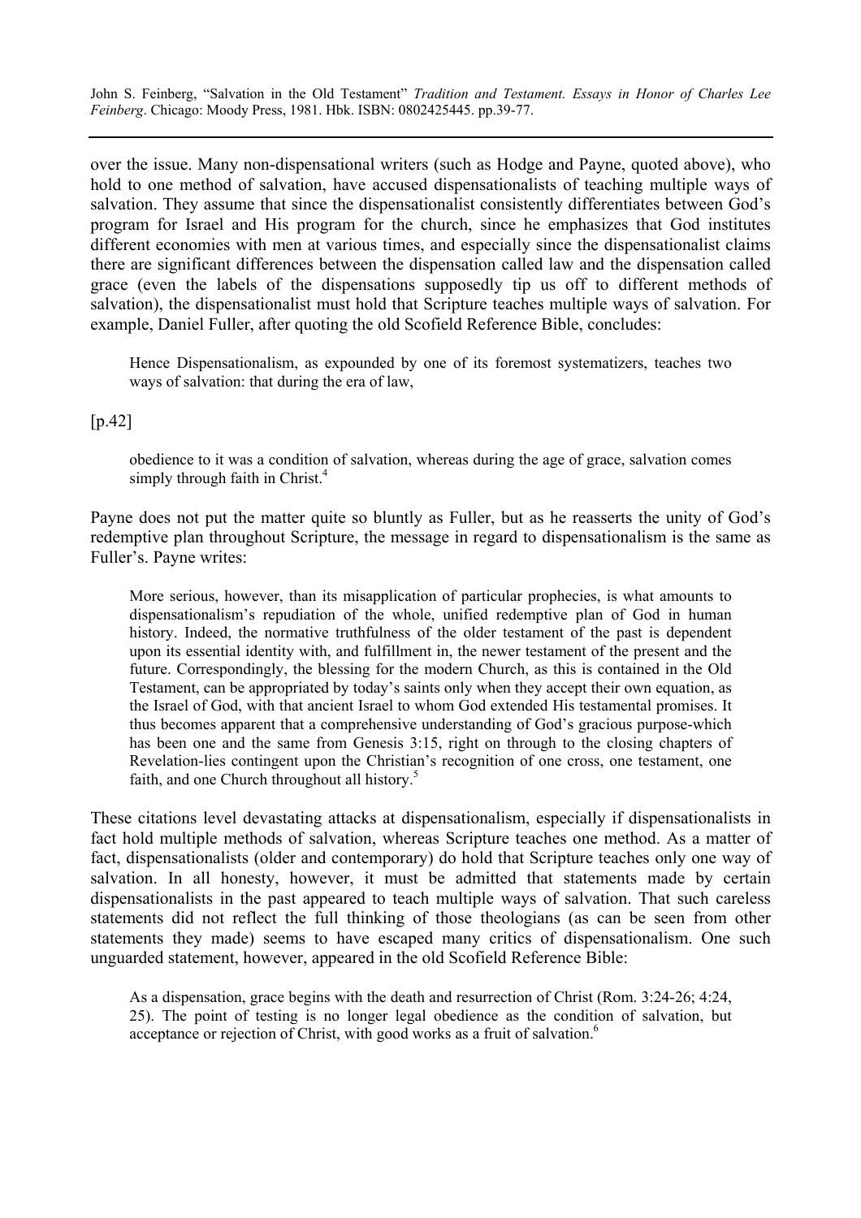over the issue. Many non-dispensational writers (such as Hodge and Payne, quoted above), who hold to one method of salvation, have accused dispensationalists of teaching multiple ways of salvation. They assume that since the dispensationalist consistently differentiates between God's program for Israel and His program for the church, since he emphasizes that God institutes different economies with men at various times, and especially since the dispensationalist claims there are significant differences between the dispensation called law and the dispensation called grace (even the labels of the dispensations supposedly tip us off to different methods of salvation), the dispensationalist must hold that Scripture teaches multiple ways of salvation. For example, Daniel Fuller, after quoting the old Scofield Reference Bible, concludes:

> Hence Dispensationalism, as expounded by one of its foremost systematizers, teaches two ways of salvation: that during the era of law,

[p.42]

> obedience to it was a condition of salvation, whereas during the age of grace, salvation comes simply through faith in Christ.[4]

Payne does not put the matter quite so bluntly as Fuller, but as he reasserts the unity of God's redemptive plan throughout Scripture, the message in regard to dispensationalism is the same as Fuller's. Payne writes:

> More serious, however, than its misapplication of particular prophecies, is what amounts to dispensationalism's repudiation of the whole, unified redemptive plan of God in human history. Indeed, the normative truthfulness of the older testament of the past is dependent upon its essential identity with, and fulfillment in, the newer testament of the present and the future. Correspondingly, the blessing for the modern Church, as this is contained in the Old Testament, can be appropriated by today's saints only when they accept their own equation, as the Israel of God, with that ancient Israel to whom God extended His testamental promises. It thus becomes apparent that a comprehensive understanding of God's gracious purpose-which has been one and the same from Genesis 3:15, right on through to the closing chapters of Revelation-lies contingent upon the Christian's recognition of one cross, one testament, one faith, and one Church throughout all history.[5]

These citations level devastating attacks at dispensationalism, especially if dispensationalists in fact hold multiple methods of salvation, whereas Scripture teaches one method. As a matter of fact, dispensationalists (older and contemporary) do hold that Scripture teaches only one way of salvation. In all honesty, however, it must be admitted that statements made by certain dispensationalists in the past appeared to teach multiple ways of salvation. That such careless statements did not reflect the full thinking of those theologians (as can be seen from other statements they made) seems to have escaped many critics of dispensationalism. One such unguarded statement, however, appeared in the old Scofield Reference Bible:

> As a dispensation, grace begins with the death and resurrection of Christ (Rom. 3:24-26; 4:24, 25). The point of testing is no longer legal obedience as the condition of salvation, but acceptance or rejection of Christ, with good works as a fruit of salvation.[6]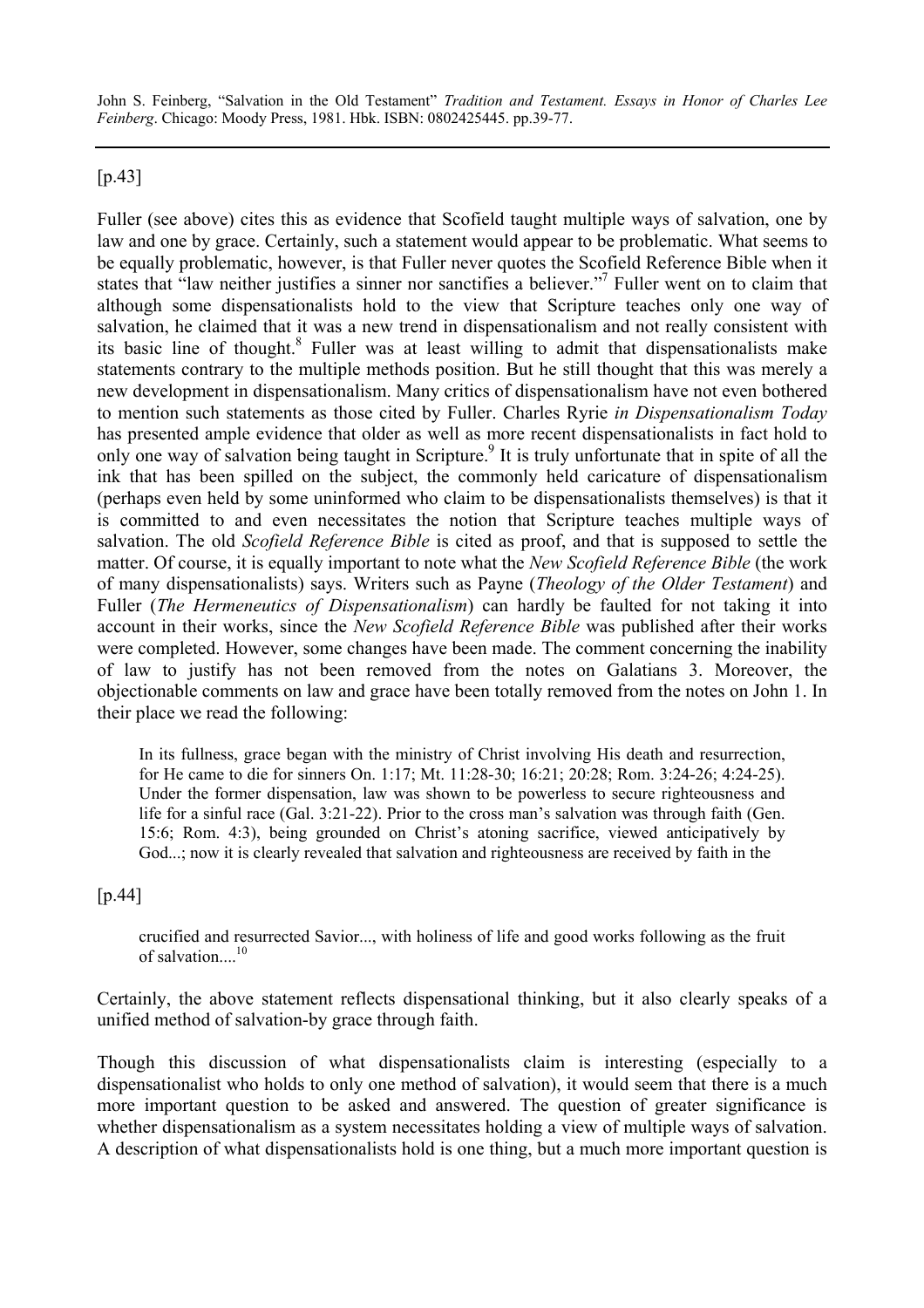[p.43]

Fuller (see above) cites this as evidence that Scofield taught multiple ways of salvation, one by law and one by grace. Certainly, such a statement would appear to be problematic. What seems to be equally problematic, however, is that Fuller never quotes the Scofield Reference Bible when it states that "law neither justifies a sinner nor sanctifies a believer."[7] Fuller went on to claim that although some dispensationalists hold to the view that Scripture teaches only one way of salvation, he claimed that it was a new trend in dispensationalism and not really consistent with its basic line of thought.[8] Fuller was at least willing to admit that dispensationalists make statements contrary to the multiple methods position. But he still thought that this was merely a new development in dispensationalism. Many critics of dispensationalism have not even bothered to mention such statements as those cited by Fuller. Charles Ryrie *in Dispensationalism Today* has presented ample evidence that older as well as more recent dispensationalists in fact hold to only one way of salvation being taught in Scripture.[9] It is truly unfortunate that in spite of all the ink that has been spilled on the subject, the commonly held caricature of dispensationalism (perhaps even held by some uninformed who claim to be dispensationalists themselves) is that it is committed to and even necessitates the notion that Scripture teaches multiple ways of salvation. The old *Scofield Reference Bible* is cited as proof, and that is supposed to settle the matter. Of course, it is equally important to note what the *New Scofield Reference Bible* (the work of many dispensationalists) says. Writers such as Payne (*Theology of the Older Testament*) and Fuller (*The Hermeneutics of Dispensationalism*) can hardly be faulted for not taking it into account in their works, since the *New Scofield Reference Bible* was published after their works were completed. However, some changes have been made. The comment concerning the inability of law to justify has not been removed from the notes on Galatians 3. Moreover, the objectionable comments on law and grace have been totally removed from the notes on John 1. In their place we read the following:

> In its fullness, grace began with the ministry of Christ involving His death and resurrection, for He came to die for sinners On. 1:17; Mt. 11:28-30; 16:21; 20:28; Rom. 3:24-26; 4:24-25). Under the former dispensation, law was shown to be powerless to secure righteousness and life for a sinful race (Gal. 3:21-22). Prior to the cross man's salvation was through faith (Gen. 15:6; Rom. 4:3), being grounded on Christ's atoning sacrifice, viewed anticipatively by God...; now it is clearly revealed that salvation and righteousness are received by faith in the

[p.44]

> crucified and resurrected Savior..., with holiness of life and good works following as the fruit of salvation....[10]

Certainly, the above statement reflects dispensational thinking, but it also clearly speaks of a unified method of salvation-by grace through faith.

Though this discussion of what dispensationalists claim is interesting (especially to a dispensationalist who holds to only one method of salvation), it would seem that there is a much more important question to be asked and answered. The question of greater significance is whether dispensationalism as a system necessitates holding a view of multiple ways of salvation. A description of what dispensationalists hold is one thing, but a much more important question is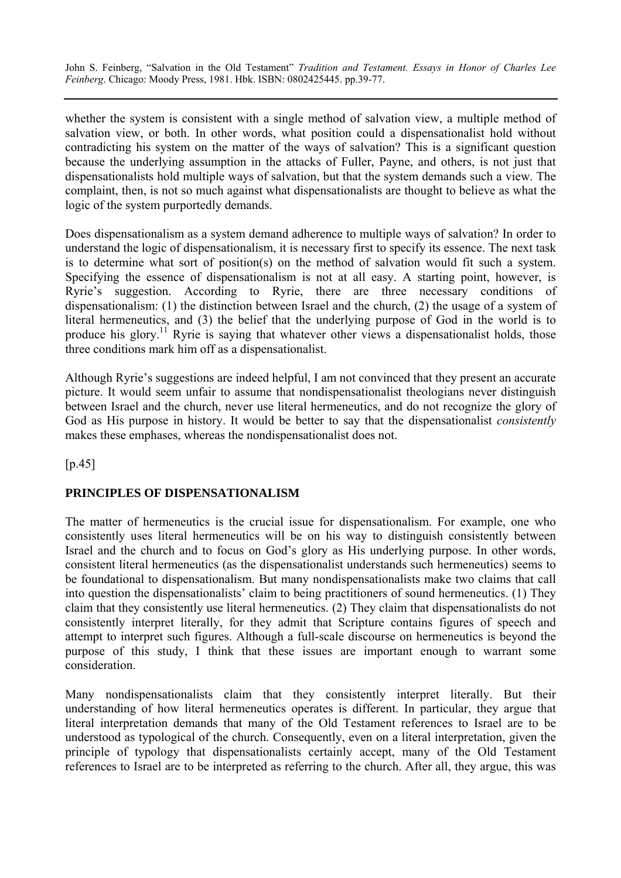whether the system is consistent with a single method of salvation view, a multiple method of salvation view, or both. In other words, what position could a dispensationalist hold without contradicting his system on the matter of the ways of salvation? This is a significant question because the underlying assumption in the attacks of Fuller, Payne, and others, is not just that dispensationalists hold multiple ways of salvation, but that the system demands such a view. The complaint, then, is not so much against what dispensationalists are thought to believe as what the logic of the system purportedly demands.

Does dispensationalism as a system demand adherence to multiple ways of salvation? In order to understand the logic of dispensationalism, it is necessary first to specify its essence. The next task is to determine what sort of position(s) on the method of salvation would fit such a system. Specifying the essence of dispensationalism is not at all easy. A starting point, however, is Ryrie's suggestion. According to Ryrie, there are three necessary conditions of dispensationalism: (1) the distinction between Israel and the church, (2) the usage of a system of literal hermeneutics, and (3) the belief that the underlying purpose of God in the world is to produce his glory.[11] Ryrie is saying that whatever other views a dispensationalist holds, those three conditions mark him off as a dispensationalist.

Although Ryrie's suggestions are indeed helpful, I am not convinced that they present an accurate picture. It would seem unfair to assume that nondispensationalist theologians never distinguish between Israel and the church, never use literal hermeneutics, and do not recognize the glory of God as His purpose in history. It would be better to say that the dispensationalist *consistently* makes these emphases, whereas the nondispensationalist does not.

[p.45]

## PRINCIPLES OF DISPENSATIONALISM

The matter of hermeneutics is the crucial issue for dispensationalism. For example, one who consistently uses literal hermeneutics will be on his way to distinguish consistently between Israel and the church and to focus on God's glory as His underlying purpose. In other words, consistent literal hermeneutics (as the dispensationalist understands such hermeneutics) seems to be foundational to dispensationalism. But many nondispensationalists make two claims that call into question the dispensationalists' claim to being practitioners of sound hermeneutics. (1) They claim that they consistently use literal hermeneutics. (2) They claim that dispensationalists do not consistently interpret literally, for they admit that Scripture contains figures of speech and attempt to interpret such figures. Although a full-scale discourse on hermeneutics is beyond the purpose of this study, I think that these issues are important enough to warrant some consideration.

Many nondispensationalists claim that they consistently interpret literally. But their understanding of how literal hermeneutics operates is different. In particular, they argue that literal interpretation demands that many of the Old Testament references to Israel are to be understood as typological of the church. Consequently, even on a literal interpretation, given the principle of typology that dispensationalists certainly accept, many of the Old Testament references to Israel are to be interpreted as referring to the church. After all, they argue, this was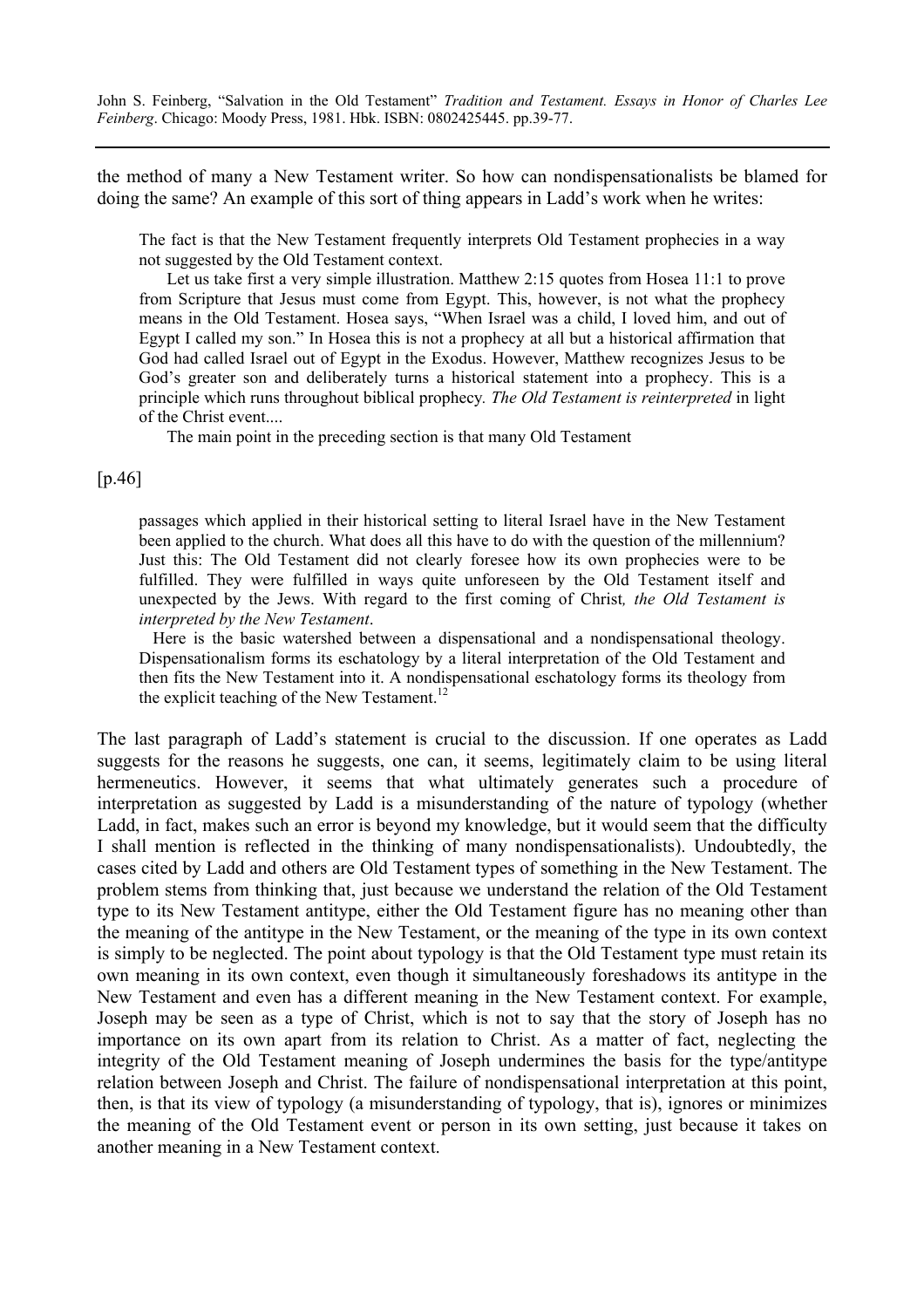the method of many a New Testament writer. So how can nondispensationalists be blamed for doing the same? An example of this sort of thing appears in Ladd's work when he writes:

> The fact is that the New Testament frequently interprets Old Testament prophecies in a way not suggested by the Old Testament context.
>
> Let us take first a very simple illustration. Matthew 2:15 quotes from Hosea 11:1 to prove from Scripture that Jesus must come from Egypt. This, however, is not what the prophecy means in the Old Testament. Hosea says, "When Israel was a child, I loved him, and out of Egypt I called my son." In Hosea this is not a prophecy at all but a historical affirmation that God had called Israel out of Egypt in the Exodus. However, Matthew recognizes Jesus to be God's greater son and deliberately turns a historical statement into a prophecy. This is a principle which runs throughout biblical prophecy. *The Old Testament is reinterpreted* in light of the Christ event....
>
> The main point in the preceding section is that many Old Testament

[p.46]

> passages which applied in their historical setting to literal Israel have in the New Testament been applied to the church. What does all this have to do with the question of the millennium? Just this: The Old Testament did not clearly foresee how its own prophecies were to be fulfilled. They were fulfilled in ways quite unforeseen by the Old Testament itself and unexpected by the Jews. With regard to the first coming of Christ*, the Old Testament is interpreted by the New Testament*.
>
> Here is the basic watershed between a dispensational and a nondispensational theology. Dispensationalism forms its eschatology by a literal interpretation of the Old Testament and then fits the New Testament into it. A nondispensational eschatology forms its theology from the explicit teaching of the New Testament.[12]

The last paragraph of Ladd's statement is crucial to the discussion. If one operates as Ladd suggests for the reasons he suggests, one can, it seems, legitimately claim to be using literal hermeneutics. However, it seems that what ultimately generates such a procedure of interpretation as suggested by Ladd is a misunderstanding of the nature of typology (whether Ladd, in fact, makes such an error is beyond my knowledge, but it would seem that the difficulty I shall mention is reflected in the thinking of many nondispensationalists). Undoubtedly, the cases cited by Ladd and others are Old Testament types of something in the New Testament. The problem stems from thinking that, just because we understand the relation of the Old Testament type to its New Testament antitype, either the Old Testament figure has no meaning other than the meaning of the antitype in the New Testament, or the meaning of the type in its own context is simply to be neglected. The point about typology is that the Old Testament type must retain its own meaning in its own context, even though it simultaneously foreshadows its antitype in the New Testament and even has a different meaning in the New Testament context. For example, Joseph may be seen as a type of Christ, which is not to say that the story of Joseph has no importance on its own apart from its relation to Christ. As a matter of fact, neglecting the integrity of the Old Testament meaning of Joseph undermines the basis for the type/antitype relation between Joseph and Christ. The failure of nondispensational interpretation at this point, then, is that its view of typology (a misunderstanding of typology, that is), ignores or minimizes the meaning of the Old Testament event or person in its own setting, just because it takes on another meaning in a New Testament context.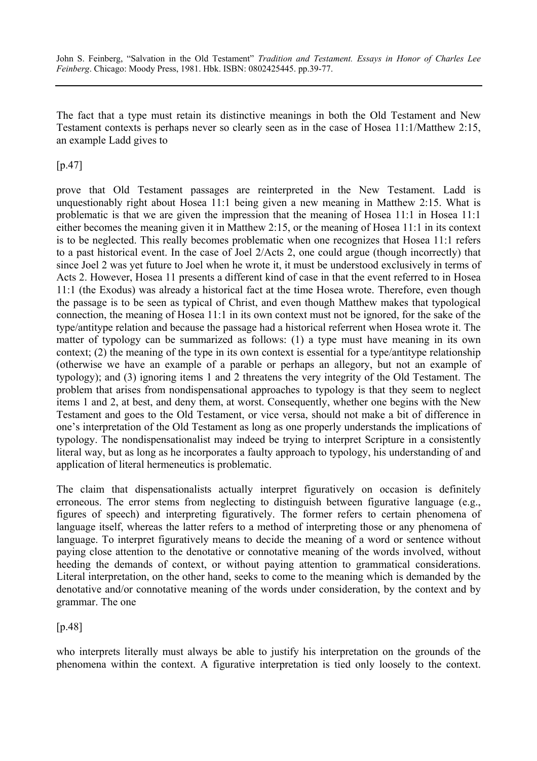The fact that a type must retain its distinctive meanings in both the Old Testament and New Testament contexts is perhaps never so clearly seen as in the case of Hosea 11:1/Matthew 2:15, an example Ladd gives to

[p.47]

prove that Old Testament passages are reinterpreted in the New Testament. Ladd is unquestionably right about Hosea 11:1 being given a new meaning in Matthew 2:15. What is problematic is that we are given the impression that the meaning of Hosea 11:1 in Hosea 11:1 either becomes the meaning given it in Matthew 2:15, or the meaning of Hosea 11:1 in its context is to be neglected. This really becomes problematic when one recognizes that Hosea 11:1 refers to a past historical event. In the case of Joel 2/Acts 2, one could argue (though incorrectly) that since Joel 2 was yet future to Joel when he wrote it, it must be understood exclusively in terms of Acts 2. However, Hosea 11 presents a different kind of case in that the event referred to in Hosea 11:1 (the Exodus) was already a historical fact at the time Hosea wrote. Therefore, even though the passage is to be seen as typical of Christ, and even though Matthew makes that typological connection, the meaning of Hosea 11:1 in its own context must not be ignored, for the sake of the type/antitype relation and because the passage had a historical referrent when Hosea wrote it. The matter of typology can be summarized as follows: (1) a type must have meaning in its own context; (2) the meaning of the type in its own context is essential for a type/antitype relationship (otherwise we have an example of a parable or perhaps an allegory, but not an example of typology); and (3) ignoring items 1 and 2 threatens the very integrity of the Old Testament. The problem that arises from nondispensational approaches to typology is that they seem to neglect items 1 and 2, at best, and deny them, at worst. Consequently, whether one begins with the New Testament and goes to the Old Testament, or vice versa, should not make a bit of difference in one's interpretation of the Old Testament as long as one properly understands the implications of typology. The nondispensationalist may indeed be trying to interpret Scripture in a consistently literal way, but as long as he incorporates a faulty approach to typology, his understanding of and application of literal hermeneutics is problematic.

The claim that dispensationalists actually interpret figuratively on occasion is definitely erroneous. The error stems from neglecting to distinguish between figurative language (e.g., figures of speech) and interpreting figuratively. The former refers to certain phenomena of language itself, whereas the latter refers to a method of interpreting those or any phenomena of language. To interpret figuratively means to decide the meaning of a word or sentence without paying close attention to the denotative or connotative meaning of the words involved, without heeding the demands of context, or without paying attention to grammatical considerations. Literal interpretation, on the other hand, seeks to come to the meaning which is demanded by the denotative and/or connotative meaning of the words under consideration, by the context and by grammar. The one

[p.48]

who interprets literally must always be able to justify his interpretation on the grounds of the phenomena within the context. A figurative interpretation is tied only loosely to the context.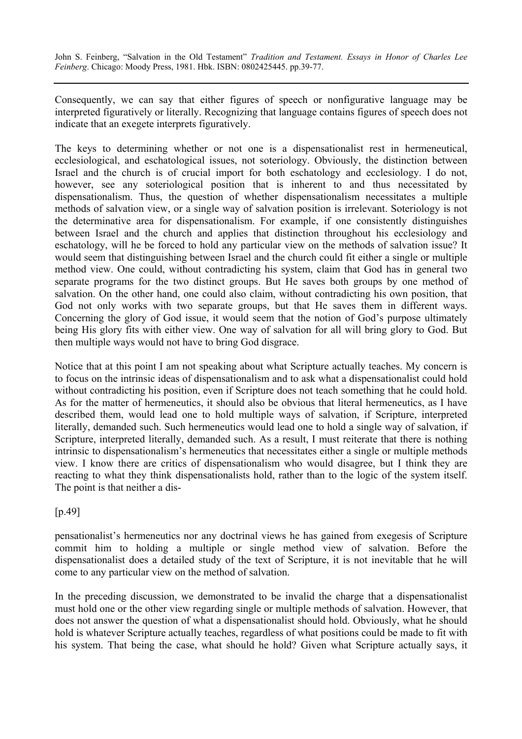Consequently, we can say that either figures of speech or nonfigurative language may be interpreted figuratively or literally. Recognizing that language contains figures of speech does not indicate that an exegete interprets figuratively.

The keys to determining whether or not one is a dispensationalist rest in hermeneutical, ecclesiological, and eschatological issues, not soteriology. Obviously, the distinction between Israel and the church is of crucial import for both eschatology and ecclesiology. I do not, however, see any soteriological position that is inherent to and thus necessitated by dispensationalism. Thus, the question of whether dispensationalism necessitates a multiple methods of salvation view, or a single way of salvation position is irrelevant. Soteriology is not the determinative area for dispensationalism. For example, if one consistently distinguishes between Israel and the church and applies that distinction throughout his ecclesiology and eschatology, will he be forced to hold any particular view on the methods of salvation issue? It would seem that distinguishing between Israel and the church could fit either a single or multiple method view. One could, without contradicting his system, claim that God has in general two separate programs for the two distinct groups. But He saves both groups by one method of salvation. On the other hand, one could also claim, without contradicting his own position, that God not only works with two separate groups, but that He saves them in different ways. Concerning the glory of God issue, it would seem that the notion of God's purpose ultimately being His glory fits with either view. One way of salvation for all will bring glory to God. But then multiple ways would not have to bring God disgrace.

Notice that at this point I am not speaking about what Scripture actually teaches. My concern is to focus on the intrinsic ideas of dispensationalism and to ask what a dispensationalist could hold without contradicting his position, even if Scripture does not teach something that he could hold. As for the matter of hermeneutics, it should also be obvious that literal hermeneutics, as I have described them, would lead one to hold multiple ways of salvation, if Scripture, interpreted literally, demanded such. Such hermeneutics would lead one to hold a single way of salvation, if Scripture, interpreted literally, demanded such. As a result, I must reiterate that there is nothing intrinsic to dispensationalism's hermeneutics that necessitates either a single or multiple methods view. I know there are critics of dispensationalism who would disagree, but I think they are reacting to what they think dispensationalists hold, rather than to the logic of the system itself. The point is that neither a dis-

[p.49]

pensationalist's hermeneutics nor any doctrinal views he has gained from exegesis of Scripture commit him to holding a multiple or single method view of salvation. Before the dispensationalist does a detailed study of the text of Scripture, it is not inevitable that he will come to any particular view on the method of salvation.

In the preceding discussion, we demonstrated to be invalid the charge that a dispensationalist must hold one or the other view regarding single or multiple methods of salvation. However, that does not answer the question of what a dispensationalist should hold. Obviously, what he should hold is whatever Scripture actually teaches, regardless of what positions could be made to fit with his system. That being the case, what should he hold? Given what Scripture actually says, it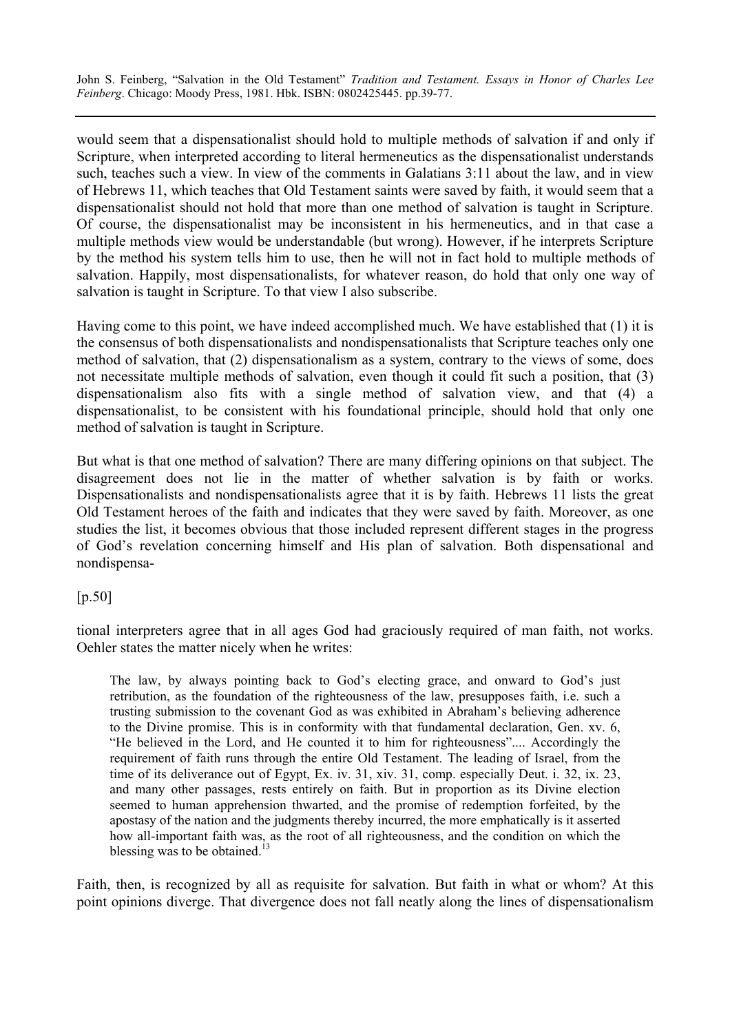would seem that a dispensationalist should hold to multiple methods of salvation if and only if Scripture, when interpreted according to literal hermeneutics as the dispensationalist understands such, teaches such a view. In view of the comments in Galatians 3:11 about the law, and in view of Hebrews 11, which teaches that Old Testament saints were saved by faith, it would seem that a dispensationalist should not hold that more than one method of salvation is taught in Scripture. Of course, the dispensationalist may be inconsistent in his hermeneutics, and in that case a multiple methods view would be understandable (but wrong). However, if he interprets Scripture by the method his system tells him to use, then he will not in fact hold to multiple methods of salvation. Happily, most dispensationalists, for whatever reason, do hold that only one way of salvation is taught in Scripture. To that view I also subscribe.

Having come to this point, we have indeed accomplished much. We have established that (1) it is the consensus of both dispensationalists and nondispensationalists that Scripture teaches only one method of salvation, that (2) dispensationalism as a system, contrary to the views of some, does not necessitate multiple methods of salvation, even though it could fit such a position, that (3) dispensationalism also fits with a single method of salvation view, and that (4) a dispensationalist, to be consistent with his foundational principle, should hold that only one method of salvation is taught in Scripture.

But what is that one method of salvation? There are many differing opinions on that subject. The disagreement does not lie in the matter of whether salvation is by faith or works. Dispensationalists and nondispensationalists agree that it is by faith. Hebrews 11 lists the great Old Testament heroes of the faith and indicates that they were saved by faith. Moreover, as one studies the list, it becomes obvious that those included represent different stages in the progress of God's revelation concerning himself and His plan of salvation. Both dispensational and nondispensa-

[p.50]

tional interpreters agree that in all ages God had graciously required of man faith, not works. Oehler states the matter nicely when he writes:

> The law, by always pointing back to God's electing grace, and onward to God's just retribution, as the foundation of the righteousness of the law, presupposes faith, i.e. such a trusting submission to the covenant God as was exhibited in Abraham's believing adherence to the Divine promise. This is in conformity with that fundamental declaration, Gen. xv. 6, "He believed in the Lord, and He counted it to him for righteousness".... Accordingly the requirement of faith runs through the entire Old Testament. The leading of Israel, from the time of its deliverance out of Egypt, Ex. iv. 31, xiv. 31, comp. especially Deut. i. 32, ix. 23, and many other passages, rests entirely on faith. But in proportion as its Divine election seemed to human apprehension thwarted, and the promise of redemption forfeited, by the apostasy of the nation and the judgments thereby incurred, the more emphatically is it asserted how all-important faith was, as the root of all righteousness, and the condition on which the blessing was to be obtained.[13]

Faith, then, is recognized by all as requisite for salvation. But faith in what or whom? At this point opinions diverge. That divergence does not fall neatly along the lines of dispensationalism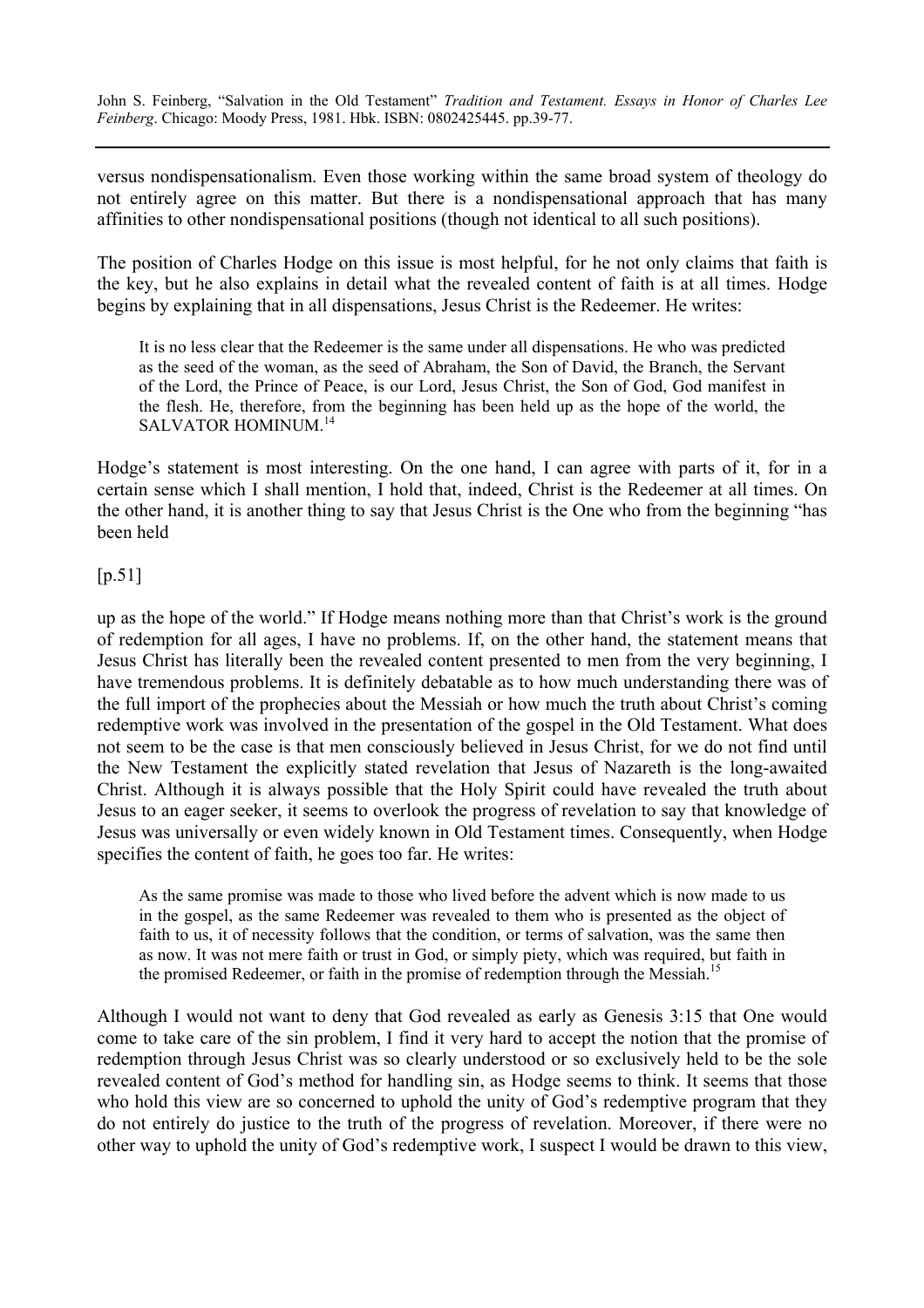versus nondispensationalism. Even those working within the same broad system of theology do not entirely agree on this matter. But there is a nondispensational approach that has many affinities to other nondispensational positions (though not identical to all such positions).

The position of Charles Hodge on this issue is most helpful, for he not only claims that faith is the key, but he also explains in detail what the revealed content of faith is at all times. Hodge begins by explaining that in all dispensations, Jesus Christ is the Redeemer. He writes:

> It is no less clear that the Redeemer is the same under all dispensations. He who was predicted as the seed of the woman, as the seed of Abraham, the Son of David, the Branch, the Servant of the Lord, the Prince of Peace, is our Lord, Jesus Christ, the Son of God, God manifest in the flesh. He, therefore, from the beginning has been held up as the hope of the world, the SALVATOR HOMINUM.[14]

Hodge's statement is most interesting. On the one hand, I can agree with parts of it, for in a certain sense which I shall mention, I hold that, indeed, Christ is the Redeemer at all times. On the other hand, it is another thing to say that Jesus Christ is the One who from the beginning "has been held

[p.51]

up as the hope of the world." If Hodge means nothing more than that Christ's work is the ground of redemption for all ages, I have no problems. If, on the other hand, the statement means that Jesus Christ has literally been the revealed content presented to men from the very beginning, I have tremendous problems. It is definitely debatable as to how much understanding there was of the full import of the prophecies about the Messiah or how much the truth about Christ's coming redemptive work was involved in the presentation of the gospel in the Old Testament. What does not seem to be the case is that men consciously believed in Jesus Christ, for we do not find until the New Testament the explicitly stated revelation that Jesus of Nazareth is the long-awaited Christ. Although it is always possible that the Holy Spirit could have revealed the truth about Jesus to an eager seeker, it seems to overlook the progress of revelation to say that knowledge of Jesus was universally or even widely known in Old Testament times. Consequently, when Hodge specifies the content of faith, he goes too far. He writes:

> As the same promise was made to those who lived before the advent which is now made to us in the gospel, as the same Redeemer was revealed to them who is presented as the object of faith to us, it of necessity follows that the condition, or terms of salvation, was the same then as now. It was not mere faith or trust in God, or simply piety, which was required, but faith in the promised Redeemer, or faith in the promise of redemption through the Messiah.[15]

Although I would not want to deny that God revealed as early as Genesis 3:15 that One would come to take care of the sin problem, I find it very hard to accept the notion that the promise of redemption through Jesus Christ was so clearly understood or so exclusively held to be the sole revealed content of God's method for handling sin, as Hodge seems to think. It seems that those who hold this view are so concerned to uphold the unity of God's redemptive program that they do not entirely do justice to the truth of the progress of revelation. Moreover, if there were no other way to uphold the unity of God's redemptive work, I suspect I would be drawn to this view,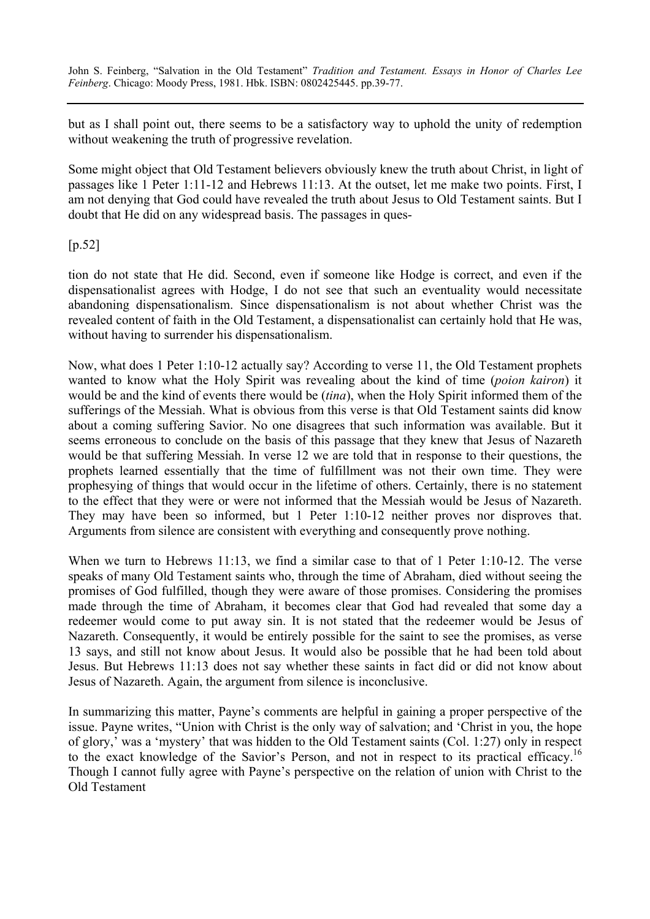but as I shall point out, there seems to be a satisfactory way to uphold the unity of redemption without weakening the truth of progressive revelation.

Some might object that Old Testament believers obviously knew the truth about Christ, in light of passages like 1 Peter 1:11-12 and Hebrews 11:13. At the outset, let me make two points. First, I am not denying that God could have revealed the truth about Jesus to Old Testament saints. But I doubt that He did on any widespread basis. The passages in ques-

[p.52]

tion do not state that He did. Second, even if someone like Hodge is correct, and even if the dispensationalist agrees with Hodge, I do not see that such an eventuality would necessitate abandoning dispensationalism. Since dispensationalism is not about whether Christ was the revealed content of faith in the Old Testament, a dispensationalist can certainly hold that He was, without having to surrender his dispensationalism.

Now, what does 1 Peter 1:10-12 actually say? According to verse 11, the Old Testament prophets wanted to know what the Holy Spirit was revealing about the kind of time (*poion kairon*) it would be and the kind of events there would be (*tina*), when the Holy Spirit informed them of the sufferings of the Messiah. What is obvious from this verse is that Old Testament saints did know about a coming suffering Savior. No one disagrees that such information was available. But it seems erroneous to conclude on the basis of this passage that they knew that Jesus of Nazareth would be that suffering Messiah. In verse 12 we are told that in response to their questions, the prophets learned essentially that the time of fulfillment was not their own time. They were prophesying of things that would occur in the lifetime of others. Certainly, there is no statement to the effect that they were or were not informed that the Messiah would be Jesus of Nazareth. They may have been so informed, but 1 Peter 1:10-12 neither proves nor disproves that. Arguments from silence are consistent with everything and consequently prove nothing.

When we turn to Hebrews 11:13, we find a similar case to that of 1 Peter 1:10-12. The verse speaks of many Old Testament saints who, through the time of Abraham, died without seeing the promises of God fulfilled, though they were aware of those promises. Considering the promises made through the time of Abraham, it becomes clear that God had revealed that some day a redeemer would come to put away sin. It is not stated that the redeemer would be Jesus of Nazareth. Consequently, it would be entirely possible for the saint to see the promises, as verse 13 says, and still not know about Jesus. It would also be possible that he had been told about Jesus. But Hebrews 11:13 does not say whether these saints in fact did or did not know about Jesus of Nazareth. Again, the argument from silence is inconclusive.

In summarizing this matter, Payne's comments are helpful in gaining a proper perspective of the issue. Payne writes, "Union with Christ is the only way of salvation; and 'Christ in you, the hope of glory,' was a 'mystery' that was hidden to the Old Testament saints (Col. 1:27) only in respect to the exact knowledge of the Savior's Person, and not in respect to its practical efficacy.[16] Though I cannot fully agree with Payne's perspective on the relation of union with Christ to the Old Testament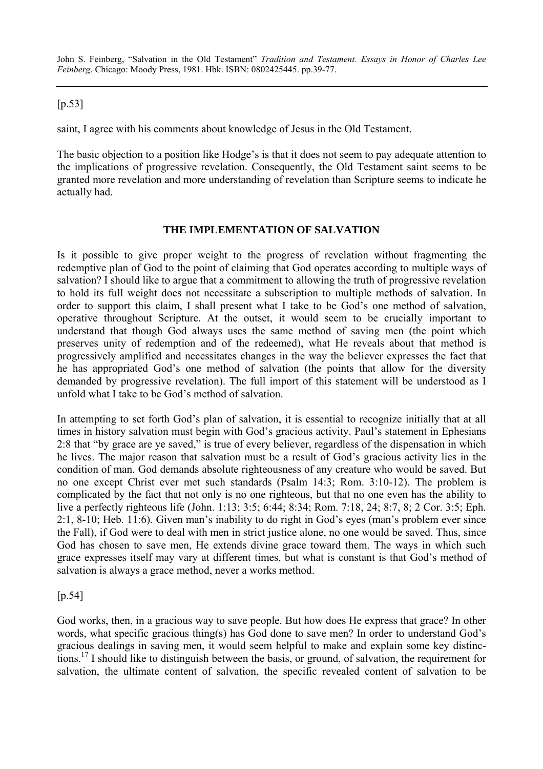[p.53]

saint, I agree with his comments about knowledge of Jesus in the Old Testament.

The basic objection to a position like Hodge's is that it does not seem to pay adequate attention to the implications of progressive revelation. Consequently, the Old Testament saint seems to be granted more revelation and more understanding of revelation than Scripture seems to indicate he actually had.

## THE IMPLEMENTATION OF SALVATION

Is it possible to give proper weight to the progress of revelation without fragmenting the redemptive plan of God to the point of claiming that God operates according to multiple ways of salvation? I should like to argue that a commitment to allowing the truth of progressive revelation to hold its full weight does not necessitate a subscription to multiple methods of salvation. In order to support this claim, I shall present what I take to be God's one method of salvation, operative throughout Scripture. At the outset, it would seem to be crucially important to understand that though God always uses the same method of saving men (the point which preserves unity of redemption and of the redeemed), what He reveals about that method is progressively amplified and necessitates changes in the way the believer expresses the fact that he has appropriated God's one method of salvation (the points that allow for the diversity demanded by progressive revelation). The full import of this statement will be understood as I unfold what I take to be God's method of salvation.

In attempting to set forth God's plan of salvation, it is essential to recognize initially that at all times in history salvation must begin with God's gracious activity. Paul's statement in Ephesians 2:8 that "by grace are ye saved," is true of every believer, regardless of the dispensation in which he lives. The major reason that salvation must be a result of God's gracious activity lies in the condition of man. God demands absolute righteousness of any creature who would be saved. But no one except Christ ever met such standards (Psalm 14:3; Rom. 3:10-12). The problem is complicated by the fact that not only is no one righteous, but that no one even has the ability to live a perfectly righteous life (John. 1:13; 3:5; 6:44; 8:34; Rom. 7:18, 24; 8:7, 8; 2 Cor. 3:5; Eph. 2:1, 8-10; Heb. 11:6). Given man's inability to do right in God's eyes (man's problem ever since the Fall), if God were to deal with men in strict justice alone, no one would be saved. Thus, since God has chosen to save men, He extends divine grace toward them. The ways in which such grace expresses itself may vary at different times, but what is constant is that God's method of salvation is always a grace method, never a works method.

[p.54]

God works, then, in a gracious way to save people. But how does He express that grace? In other words, what specific gracious thing(s) has God done to save men? In order to understand God's gracious dealings in saving men, it would seem helpful to make and explain some key distinctions.[17] I should like to distinguish between the basis, or ground, of salvation, the requirement for salvation, the ultimate content of salvation, the specific revealed content of salvation to be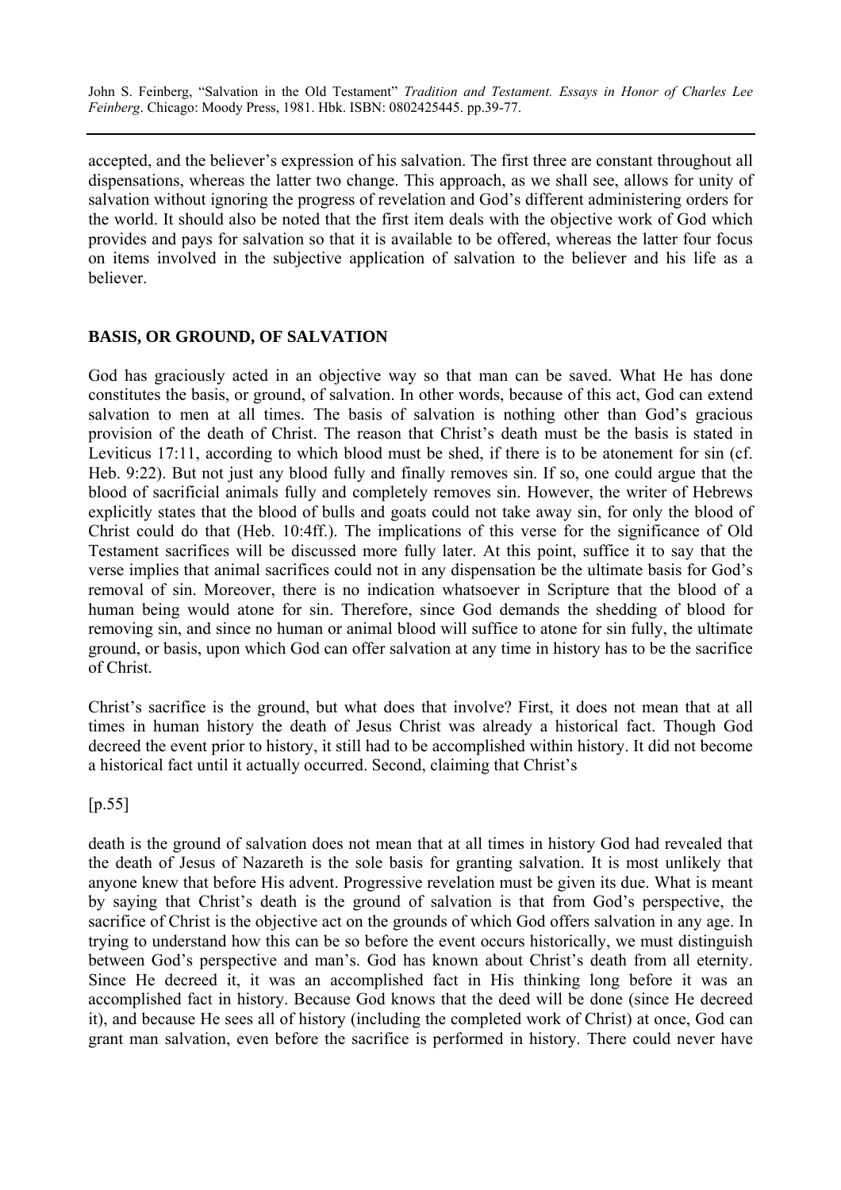accepted, and the believer's expression of his salvation. The first three are constant throughout all dispensations, whereas the latter two change. This approach, as we shall see, allows for unity of salvation without ignoring the progress of revelation and God's different administering orders for the world. It should also be noted that the first item deals with the objective work of God which provides and pays for salvation so that it is available to be offered, whereas the latter four focus on items involved in the subjective application of salvation to the believer and his life as a believer.

## BASIS, OR GROUND, OF SALVATION

God has graciously acted in an objective way so that man can be saved. What He has done constitutes the basis, or ground, of salvation. In other words, because of this act, God can extend salvation to men at all times. The basis of salvation is nothing other than God's gracious provision of the death of Christ. The reason that Christ's death must be the basis is stated in Leviticus 17:11, according to which blood must be shed, if there is to be atonement for sin (cf. Heb. 9:22). But not just any blood fully and finally removes sin. If so, one could argue that the blood of sacrificial animals fully and completely removes sin. However, the writer of Hebrews explicitly states that the blood of bulls and goats could not take away sin, for only the blood of Christ could do that (Heb. 10:4ff.). The implications of this verse for the significance of Old Testament sacrifices will be discussed more fully later. At this point, suffice it to say that the verse implies that animal sacrifices could not in any dispensation be the ultimate basis for God's removal of sin. Moreover, there is no indication whatsoever in Scripture that the blood of a human being would atone for sin. Therefore, since God demands the shedding of blood for removing sin, and since no human or animal blood will suffice to atone for sin fully, the ultimate ground, or basis, upon which God can offer salvation at any time in history has to be the sacrifice of Christ.

Christ's sacrifice is the ground, but what does that involve? First, it does not mean that at all times in human history the death of Jesus Christ was already a historical fact. Though God decreed the event prior to history, it still had to be accomplished within history. It did not become a historical fact until it actually occurred. Second, claiming that Christ's

[p.55]

death is the ground of salvation does not mean that at all times in history God had revealed that the death of Jesus of Nazareth is the sole basis for granting salvation. It is most unlikely that anyone knew that before His advent. Progressive revelation must be given its due. What is meant by saying that Christ's death is the ground of salvation is that from God's perspective, the sacrifice of Christ is the objective act on the grounds of which God offers salvation in any age. In trying to understand how this can be so before the event occurs historically, we must distinguish between God's perspective and man's. God has known about Christ's death from all eternity. Since He decreed it, it was an accomplished fact in His thinking long before it was an accomplished fact in history. Because God knows that the deed will be done (since He decreed it), and because He sees all of history (including the completed work of Christ) at once, God can grant man salvation, even before the sacrifice is performed in history. There could never have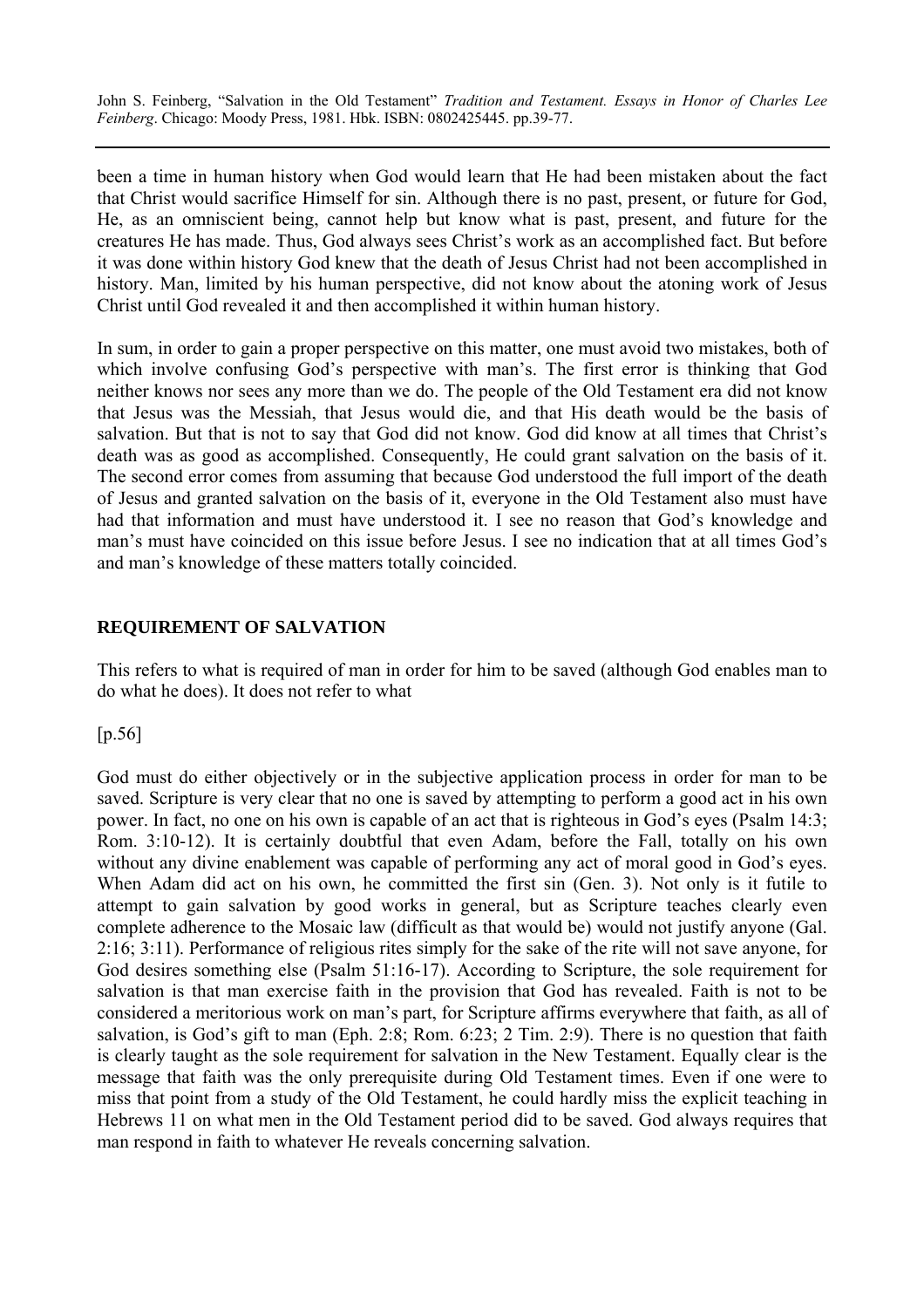been a time in human history when God would learn that He had been mistaken about the fact that Christ would sacrifice Himself for sin. Although there is no past, present, or future for God, He, as an omniscient being, cannot help but know what is past, present, and future for the creatures He has made. Thus, God always sees Christ's work as an accomplished fact. But before it was done within history God knew that the death of Jesus Christ had not been accomplished in history. Man, limited by his human perspective, did not know about the atoning work of Jesus Christ until God revealed it and then accomplished it within human history.

In sum, in order to gain a proper perspective on this matter, one must avoid two mistakes, both of which involve confusing God's perspective with man's. The first error is thinking that God neither knows nor sees any more than we do. The people of the Old Testament era did not know that Jesus was the Messiah, that Jesus would die, and that His death would be the basis of salvation. But that is not to say that God did not know. God did know at all times that Christ's death was as good as accomplished. Consequently, He could grant salvation on the basis of it. The second error comes from assuming that because God understood the full import of the death of Jesus and granted salvation on the basis of it, everyone in the Old Testament also must have had that information and must have understood it. I see no reason that God's knowledge and man's must have coincided on this issue before Jesus. I see no indication that at all times God's and man's knowledge of these matters totally coincided.

## REQUIREMENT OF SALVATION

This refers to what is required of man in order for him to be saved (although God enables man to do what he does). It does not refer to what

[p.56]

God must do either objectively or in the subjective application process in order for man to be saved. Scripture is very clear that no one is saved by attempting to perform a good act in his own power. In fact, no one on his own is capable of an act that is righteous in God's eyes (Psalm 14:3; Rom. 3:10-12). It is certainly doubtful that even Adam, before the Fall, totally on his own without any divine enablement was capable of performing any act of moral good in God's eyes. When Adam did act on his own, he committed the first sin (Gen. 3). Not only is it futile to attempt to gain salvation by good works in general, but as Scripture teaches clearly even complete adherence to the Mosaic law (difficult as that would be) would not justify anyone (Gal. 2:16; 3:11). Performance of religious rites simply for the sake of the rite will not save anyone, for God desires something else (Psalm 51:16-17). According to Scripture, the sole requirement for salvation is that man exercise faith in the provision that God has revealed. Faith is not to be considered a meritorious work on man's part, for Scripture affirms everywhere that faith, as all of salvation, is God's gift to man (Eph. 2:8; Rom. 6:23; 2 Tim. 2:9). There is no question that faith is clearly taught as the sole requirement for salvation in the New Testament. Equally clear is the message that faith was the only prerequisite during Old Testament times. Even if one were to miss that point from a study of the Old Testament, he could hardly miss the explicit teaching in Hebrews 11 on what men in the Old Testament period did to be saved. God always requires that man respond in faith to whatever He reveals concerning salvation.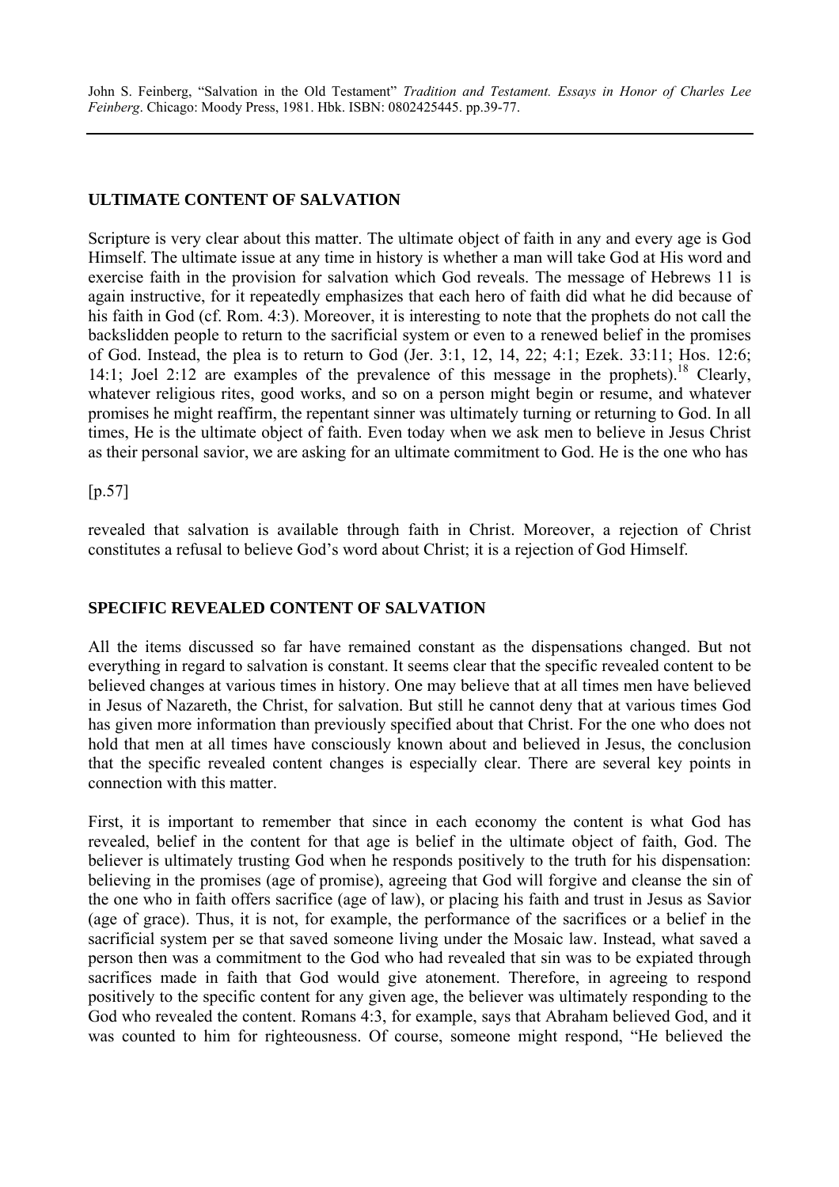## ULTIMATE CONTENT OF SALVATION

Scripture is very clear about this matter. The ultimate object of faith in any and every age is God Himself. The ultimate issue at any time in history is whether a man will take God at His word and exercise faith in the provision for salvation which God reveals. The message of Hebrews 11 is again instructive, for it repeatedly emphasizes that each hero of faith did what he did because of his faith in God (cf. Rom. 4:3). Moreover, it is interesting to note that the prophets do not call the backslidden people to return to the sacrificial system or even to a renewed belief in the promises of God. Instead, the plea is to return to God (Jer. 3:1, 12, 14, 22; 4:1; Ezek. 33:11; Hos. 12:6; 14:1; Joel 2:12 are examples of the prevalence of this message in the prophets).[18] Clearly, whatever religious rites, good works, and so on a person might begin or resume, and whatever promises he might reaffirm, the repentant sinner was ultimately turning or returning to God. In all times, He is the ultimate object of faith. Even today when we ask men to believe in Jesus Christ as their personal savior, we are asking for an ultimate commitment to God. He is the one who has

[p.57]

revealed that salvation is available through faith in Christ. Moreover, a rejection of Christ constitutes a refusal to believe God's word about Christ; it is a rejection of God Himself.

## SPECIFIC REVEALED CONTENT OF SALVATION

All the items discussed so far have remained constant as the dispensations changed. But not everything in regard to salvation is constant. It seems clear that the specific revealed content to be believed changes at various times in history. One may believe that at all times men have believed in Jesus of Nazareth, the Christ, for salvation. But still he cannot deny that at various times God has given more information than previously specified about that Christ. For the one who does not hold that men at all times have consciously known about and believed in Jesus, the conclusion that the specific revealed content changes is especially clear. There are several key points in connection with this matter.

First, it is important to remember that since in each economy the content is what God has revealed, belief in the content for that age is belief in the ultimate object of faith, God. The believer is ultimately trusting God when he responds positively to the truth for his dispensation: believing in the promises (age of promise), agreeing that God will forgive and cleanse the sin of the one who in faith offers sacrifice (age of law), or placing his faith and trust in Jesus as Savior (age of grace). Thus, it is not, for example, the performance of the sacrifices or a belief in the sacrificial system per se that saved someone living under the Mosaic law. Instead, what saved a person then was a commitment to the God who had revealed that sin was to be expiated through sacrifices made in faith that God would give atonement. Therefore, in agreeing to respond positively to the specific content for any given age, the believer was ultimately responding to the God who revealed the content. Romans 4:3, for example, says that Abraham believed God, and it was counted to him for righteousness. Of course, someone might respond, "He believed the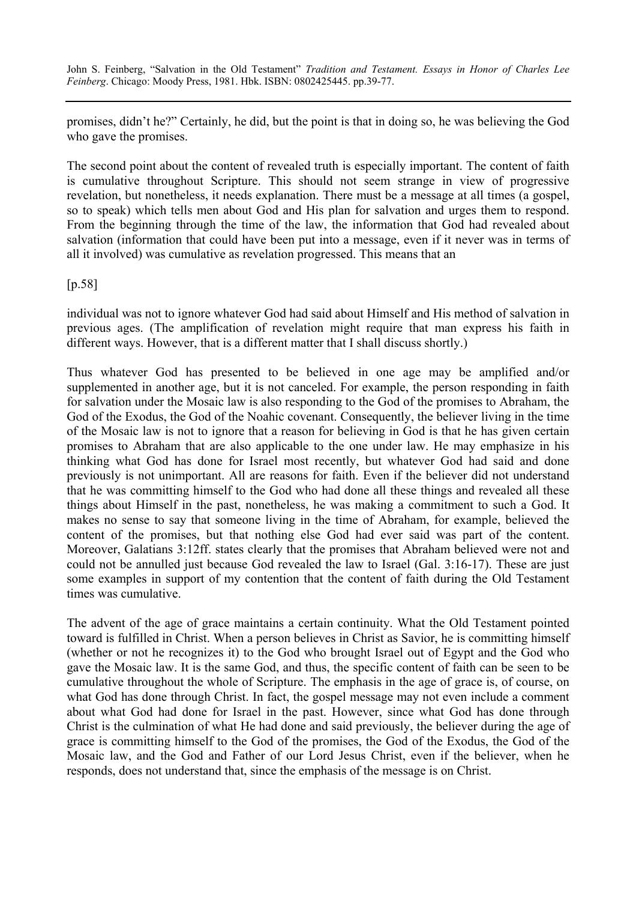promises, didn't he?" Certainly, he did, but the point is that in doing so, he was believing the God who gave the promises.

The second point about the content of revealed truth is especially important. The content of faith is cumulative throughout Scripture. This should not seem strange in view of progressive revelation, but nonetheless, it needs explanation. There must be a message at all times (a gospel, so to speak) which tells men about God and His plan for salvation and urges them to respond. From the beginning through the time of the law, the information that God had revealed about salvation (information that could have been put into a message, even if it never was in terms of all it involved) was cumulative as revelation progressed. This means that an

[p.58]

individual was not to ignore whatever God had said about Himself and His method of salvation in previous ages. (The amplification of revelation might require that man express his faith in different ways. However, that is a different matter that I shall discuss shortly.)

Thus whatever God has presented to be believed in one age may be amplified and/or supplemented in another age, but it is not canceled. For example, the person responding in faith for salvation under the Mosaic law is also responding to the God of the promises to Abraham, the God of the Exodus, the God of the Noahic covenant. Consequently, the believer living in the time of the Mosaic law is not to ignore that a reason for believing in God is that he has given certain promises to Abraham that are also applicable to the one under law. He may emphasize in his thinking what God has done for Israel most recently, but whatever God had said and done previously is not unimportant. All are reasons for faith. Even if the believer did not understand that he was committing himself to the God who had done all these things and revealed all these things about Himself in the past, nonetheless, he was making a commitment to such a God. It makes no sense to say that someone living in the time of Abraham, for example, believed the content of the promises, but that nothing else God had ever said was part of the content. Moreover, Galatians 3:12ff. states clearly that the promises that Abraham believed were not and could not be annulled just because God revealed the law to Israel (Gal. 3:16-17). These are just some examples in support of my contention that the content of faith during the Old Testament times was cumulative.

The advent of the age of grace maintains a certain continuity. What the Old Testament pointed toward is fulfilled in Christ. When a person believes in Christ as Savior, he is committing himself (whether or not he recognizes it) to the God who brought Israel out of Egypt and the God who gave the Mosaic law. It is the same God, and thus, the specific content of faith can be seen to be cumulative throughout the whole of Scripture. The emphasis in the age of grace is, of course, on what God has done through Christ. In fact, the gospel message may not even include a comment about what God had done for Israel in the past. However, since what God has done through Christ is the culmination of what He had done and said previously, the believer during the age of grace is committing himself to the God of the promises, the God of the Exodus, the God of the Mosaic law, and the God and Father of our Lord Jesus Christ, even if the believer, when he responds, does not understand that, since the emphasis of the message is on Christ.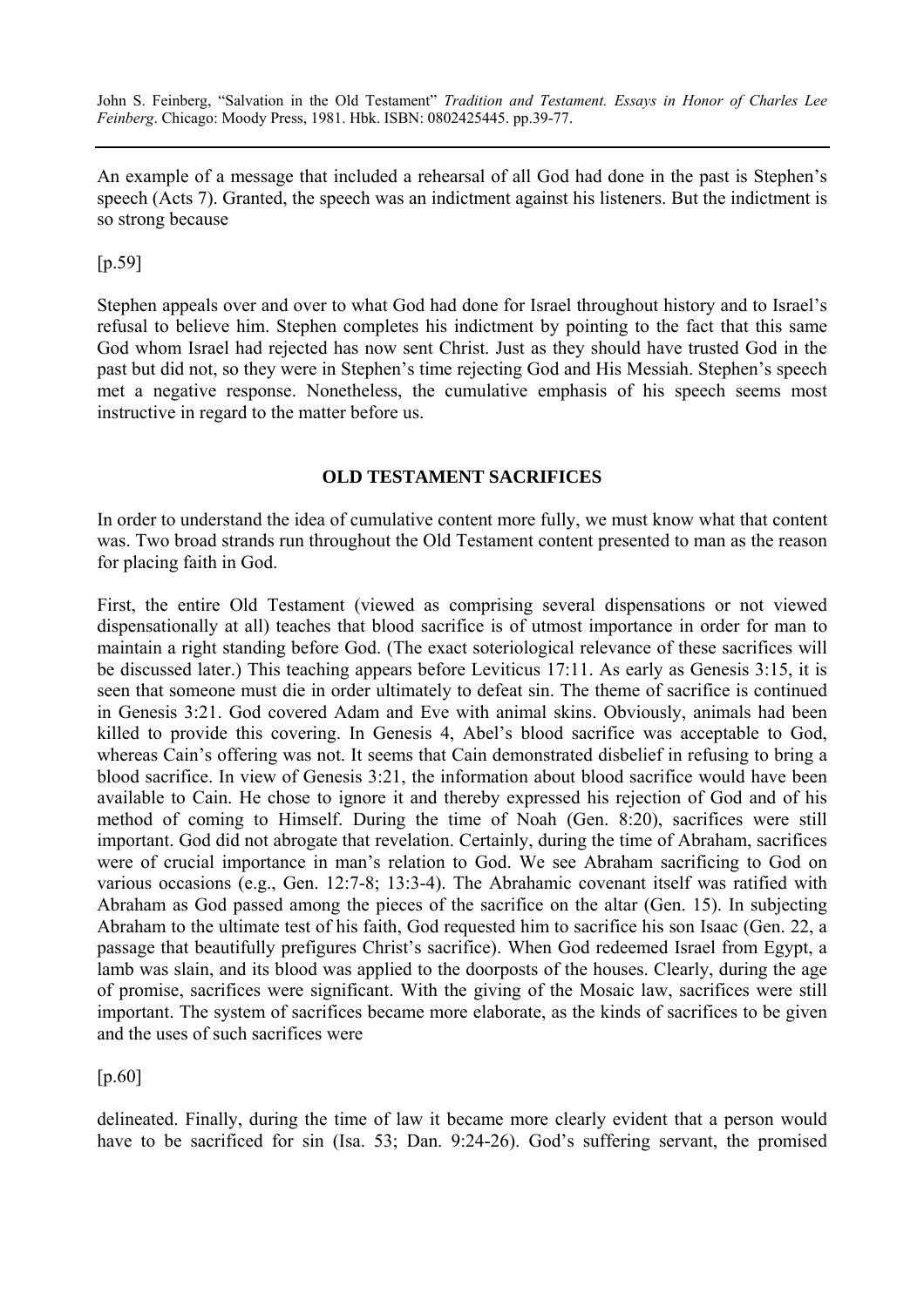An example of a message that included a rehearsal of all God had done in the past is Stephen's speech (Acts 7). Granted, the speech was an indictment against his listeners. But the indictment is so strong because

[p.59]

Stephen appeals over and over to what God had done for Israel throughout history and to Israel's refusal to believe him. Stephen completes his indictment by pointing to the fact that this same God whom Israel had rejected has now sent Christ. Just as they should have trusted God in the past but did not, so they were in Stephen's time rejecting God and His Messiah. Stephen's speech met a negative response. Nonetheless, the cumulative emphasis of his speech seems most instructive in regard to the matter before us.

## OLD TESTAMENT SACRIFICES

In order to understand the idea of cumulative content more fully, we must know what that content was. Two broad strands run throughout the Old Testament content presented to man as the reason for placing faith in God.

First, the entire Old Testament (viewed as comprising several dispensations or not viewed dispensationally at all) teaches that blood sacrifice is of utmost importance in order for man to maintain a right standing before God. (The exact soteriological relevance of these sacrifices will be discussed later.) This teaching appears before Leviticus 17:11. As early as Genesis 3:15, it is seen that someone must die in order ultimately to defeat sin. The theme of sacrifice is continued in Genesis 3:21. God covered Adam and Eve with animal skins. Obviously, animals had been killed to provide this covering. In Genesis 4, Abel's blood sacrifice was acceptable to God, whereas Cain's offering was not. It seems that Cain demonstrated disbelief in refusing to bring a blood sacrifice. In view of Genesis 3:21, the information about blood sacrifice would have been available to Cain. He chose to ignore it and thereby expressed his rejection of God and of his method of coming to Himself. During the time of Noah (Gen. 8:20), sacrifices were still important. God did not abrogate that revelation. Certainly, during the time of Abraham, sacrifices were of crucial importance in man's relation to God. We see Abraham sacrificing to God on various occasions (e.g., Gen. 12:7-8; 13:3-4). The Abrahamic covenant itself was ratified with Abraham as God passed among the pieces of the sacrifice on the altar (Gen. 15). In subjecting Abraham to the ultimate test of his faith, God requested him to sacrifice his son Isaac (Gen. 22, a passage that beautifully prefigures Christ's sacrifice). When God redeemed Israel from Egypt, a lamb was slain, and its blood was applied to the doorposts of the houses. Clearly, during the age of promise, sacrifices were significant. With the giving of the Mosaic law, sacrifices were still important. The system of sacrifices became more elaborate, as the kinds of sacrifices to be given and the uses of such sacrifices were

[p.60]

delineated. Finally, during the time of law it became more clearly evident that a person would have to be sacrificed for sin (Isa. 53; Dan. 9:24-26). God's suffering servant, the promised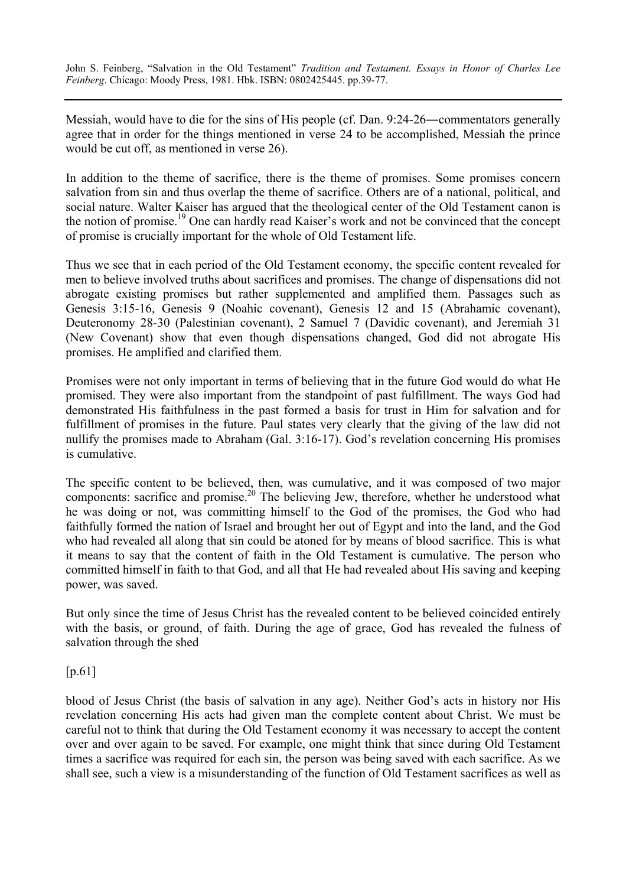Messiah, would have to die for the sins of His people (cf. Dan. 9:24-26―commentators generally agree that in order for the things mentioned in verse 24 to be accomplished, Messiah the prince would be cut off, as mentioned in verse 26).

In addition to the theme of sacrifice, there is the theme of promises. Some promises concern salvation from sin and thus overlap the theme of sacrifice. Others are of a national, political, and social nature. Walter Kaiser has argued that the theological center of the Old Testament canon is the notion of promise.[19] One can hardly read Kaiser's work and not be convinced that the concept of promise is crucially important for the whole of Old Testament life.

Thus we see that in each period of the Old Testament economy, the specific content revealed for men to believe involved truths about sacrifices and promises. The change of dispensations did not abrogate existing promises but rather supplemented and amplified them. Passages such as Genesis 3:15-16, Genesis 9 (Noahic covenant), Genesis 12 and 15 (Abrahamic covenant), Deuteronomy 28-30 (Palestinian covenant), 2 Samuel 7 (Davidic covenant), and Jeremiah 31 (New Covenant) show that even though dispensations changed, God did not abrogate His promises. He amplified and clarified them.

Promises were not only important in terms of believing that in the future God would do what He promised. They were also important from the standpoint of past fulfillment. The ways God had demonstrated His faithfulness in the past formed a basis for trust in Him for salvation and for fulfillment of promises in the future. Paul states very clearly that the giving of the law did not nullify the promises made to Abraham (Gal. 3:16-17). God's revelation concerning His promises is cumulative.

The specific content to be believed, then, was cumulative, and it was composed of two major components: sacrifice and promise.[20] The believing Jew, therefore, whether he understood what he was doing or not, was committing himself to the God of the promises, the God who had faithfully formed the nation of Israel and brought her out of Egypt and into the land, and the God who had revealed all along that sin could be atoned for by means of blood sacrifice. This is what it means to say that the content of faith in the Old Testament is cumulative. The person who committed himself in faith to that God, and all that He had revealed about His saving and keeping power, was saved.

But only since the time of Jesus Christ has the revealed content to be believed coincided entirely with the basis, or ground, of faith. During the age of grace, God has revealed the fulness of salvation through the shed

[p.61]

blood of Jesus Christ (the basis of salvation in any age). Neither God's acts in history nor His revelation concerning His acts had given man the complete content about Christ. We must be careful not to think that during the Old Testament economy it was necessary to accept the content over and over again to be saved. For example, one might think that since during Old Testament times a sacrifice was required for each sin, the person was being saved with each sacrifice. As we shall see, such a view is a misunderstanding of the function of Old Testament sacrifices as well as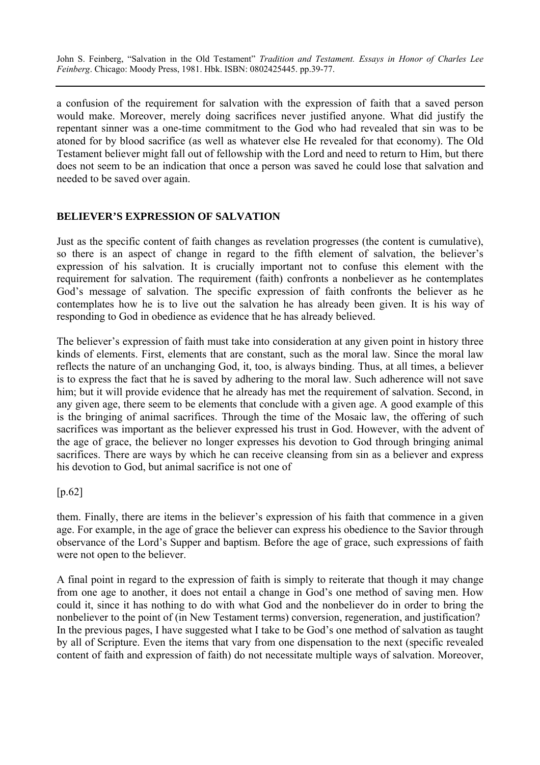a confusion of the requirement for salvation with the expression of faith that a saved person would make. Moreover, merely doing sacrifices never justified anyone. What did justify the repentant sinner was a one-time commitment to the God who had revealed that sin was to be atoned for by blood sacrifice (as well as whatever else He revealed for that economy). The Old Testament believer might fall out of fellowship with the Lord and need to return to Him, but there does not seem to be an indication that once a person was saved he could lose that salvation and needed to be saved over again.

## BELIEVER'S EXPRESSION OF SALVATION

Just as the specific content of faith changes as revelation progresses (the content is cumulative), so there is an aspect of change in regard to the fifth element of salvation, the believer's expression of his salvation. It is crucially important not to confuse this element with the requirement for salvation. The requirement (faith) confronts a nonbeliever as he contemplates God's message of salvation. The specific expression of faith confronts the believer as he contemplates how he is to live out the salvation he has already been given. It is his way of responding to God in obedience as evidence that he has already believed.

The believer's expression of faith must take into consideration at any given point in history three kinds of elements. First, elements that are constant, such as the moral law. Since the moral law reflects the nature of an unchanging God, it, too, is always binding. Thus, at all times, a believer is to express the fact that he is saved by adhering to the moral law. Such adherence will not save him; but it will provide evidence that he already has met the requirement of salvation. Second, in any given age, there seem to be elements that conclude with a given age. A good example of this is the bringing of animal sacrifices. Through the time of the Mosaic law, the offering of such sacrifices was important as the believer expressed his trust in God. However, with the advent of the age of grace, the believer no longer expresses his devotion to God through bringing animal sacrifices. There are ways by which he can receive cleansing from sin as a believer and express his devotion to God, but animal sacrifice is not one of

[p.62]

them. Finally, there are items in the believer's expression of his faith that commence in a given age. For example, in the age of grace the believer can express his obedience to the Savior through observance of the Lord's Supper and baptism. Before the age of grace, such expressions of faith were not open to the believer.

A final point in regard to the expression of faith is simply to reiterate that though it may change from one age to another, it does not entail a change in God's one method of saving men. How could it, since it has nothing to do with what God and the nonbeliever do in order to bring the nonbeliever to the point of (in New Testament terms) conversion, regeneration, and justification? In the previous pages, I have suggested what I take to be God's one method of salvation as taught by all of Scripture. Even the items that vary from one dispensation to the next (specific revealed content of faith and expression of faith) do not necessitate multiple ways of salvation. Moreover,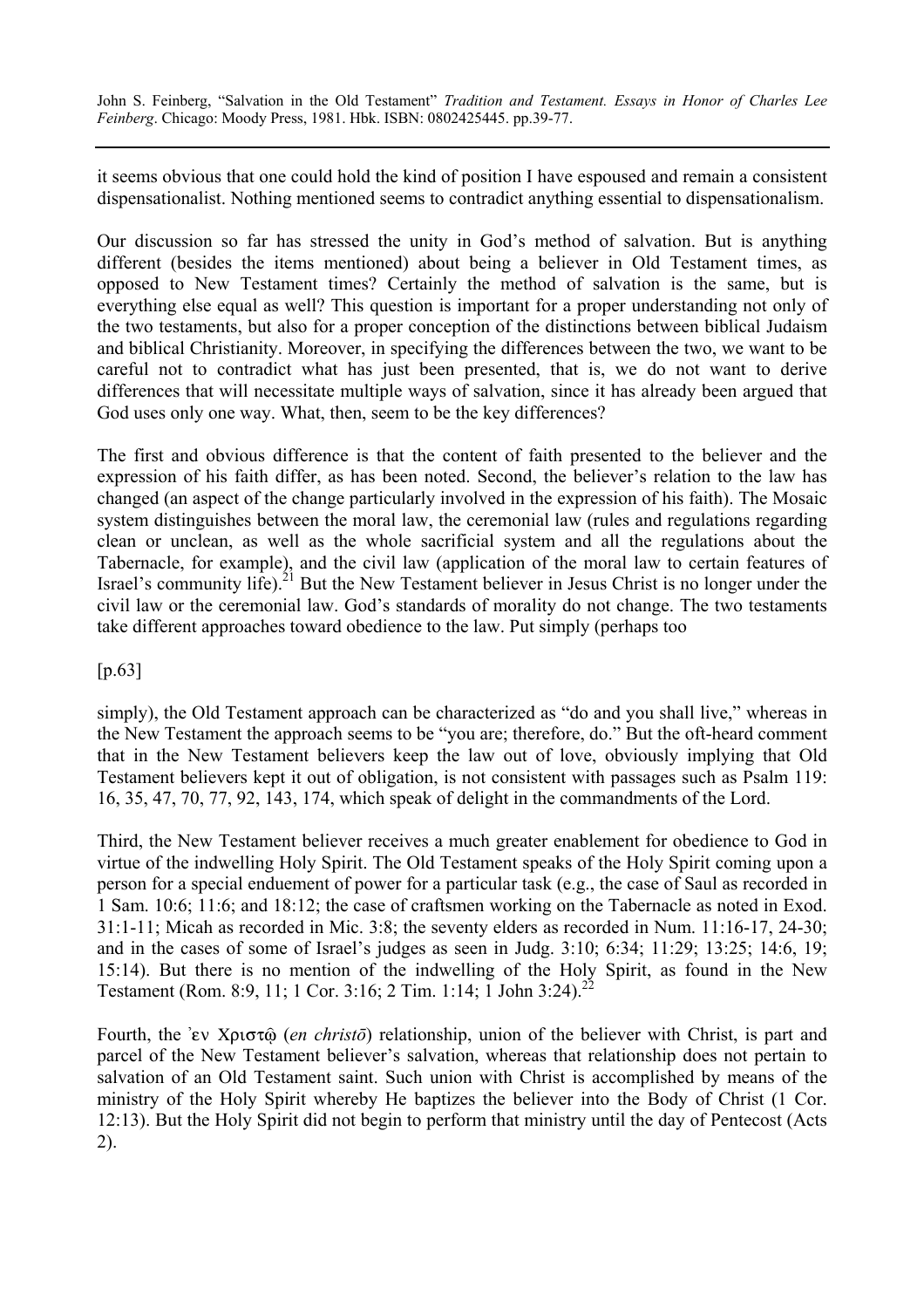it seems obvious that one could hold the kind of position I have espoused and remain a consistent dispensationalist. Nothing mentioned seems to contradict anything essential to dispensationalism.

Our discussion so far has stressed the unity in God's method of salvation. But is anything different (besides the items mentioned) about being a believer in Old Testament times, as opposed to New Testament times? Certainly the method of salvation is the same, but is everything else equal as well? This question is important for a proper understanding not only of the two testaments, but also for a proper conception of the distinctions between biblical Judaism and biblical Christianity. Moreover, in specifying the differences between the two, we want to be careful not to contradict what has just been presented, that is, we do not want to derive differences that will necessitate multiple ways of salvation, since it has already been argued that God uses only one way. What, then, seem to be the key differences?

The first and obvious difference is that the content of faith presented to the believer and the expression of his faith differ, as has been noted. Second, the believer's relation to the law has changed (an aspect of the change particularly involved in the expression of his faith). The Mosaic system distinguishes between the moral law, the ceremonial law (rules and regulations regarding clean or unclean, as well as the whole sacrificial system and all the regulations about the Tabernacle, for example), and the civil law (application of the moral law to certain features of Israel's community life).[21] But the New Testament believer in Jesus Christ is no longer under the civil law or the ceremonial law. God's standards of morality do not change. The two testaments take different approaches toward obedience to the law. Put simply (perhaps too

[p.63]

simply), the Old Testament approach can be characterized as "do and you shall live," whereas in the New Testament the approach seems to be "you are; therefore, do." But the oft-heard comment that in the New Testament believers keep the law out of love, obviously implying that Old Testament believers kept it out of obligation, is not consistent with passages such as Psalm 119: 16, 35, 47, 70, 77, 92, 143, 174, which speak of delight in the commandments of the Lord.

Third, the New Testament believer receives a much greater enablement for obedience to God in virtue of the indwelling Holy Spirit. The Old Testament speaks of the Holy Spirit coming upon a person for a special enduement of power for a particular task (e.g., the case of Saul as recorded in 1 Sam. 10:6; 11:6; and 18:12; the case of craftsmen working on the Tabernacle as noted in Exod. 31:1-11; Micah as recorded in Mic. 3:8; the seventy elders as recorded in Num. 11:16-17, 24-30; and in the cases of some of Israel's judges as seen in Judg. 3:10; 6:34; 11:29; 13:25; 14:6, 19; 15:14). But there is no mention of the indwelling of the Holy Spirit, as found in the New Testament (Rom. 8:9, 11; 1 Cor. 3:16; 2 Tim. 1:14; 1 John 3:24).[22]

Fourth, the ἐν Χριστῷ (*en christō*) relationship, union of the believer with Christ, is part and parcel of the New Testament believer's salvation, whereas that relationship does not pertain to salvation of an Old Testament saint. Such union with Christ is accomplished by means of the ministry of the Holy Spirit whereby He baptizes the believer into the Body of Christ (1 Cor. 12:13). But the Holy Spirit did not begin to perform that ministry until the day of Pentecost (Acts 2).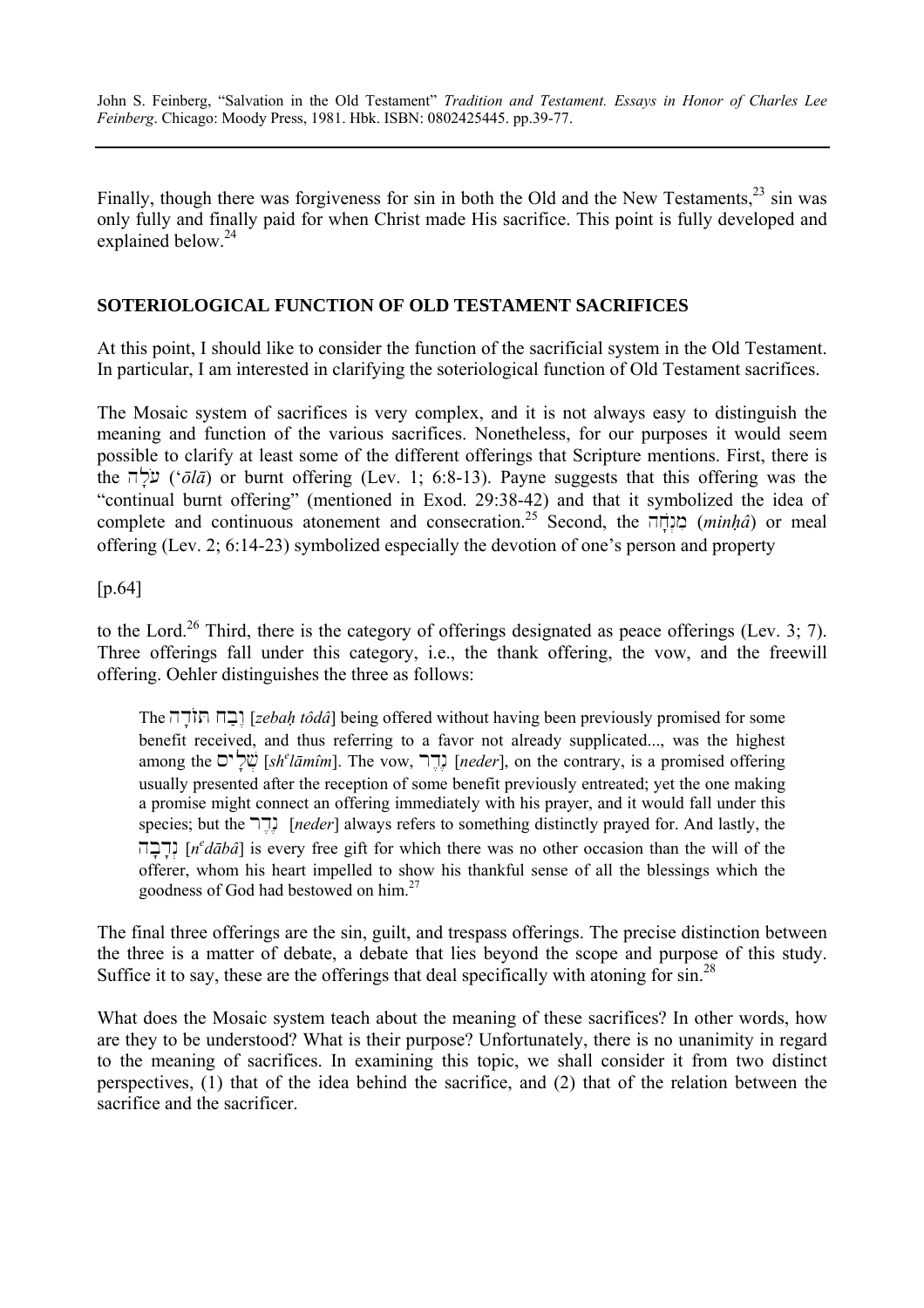Finally, though there was forgiveness for sin in both the Old and the New Testaments,[23] sin was only fully and finally paid for when Christ made His sacrifice. This point is fully developed and explained below.[24]

## SOTERIOLOGICAL FUNCTION OF OLD TESTAMENT SACRIFICES

At this point, I should like to consider the function of the sacrificial system in the Old Testament. In particular, I am interested in clarifying the soteriological function of Old Testament sacrifices.

The Mosaic system of sacrifices is very complex, and it is not always easy to distinguish the meaning and function of the various sacrifices. Nonetheless, for our purposes it would seem possible to clarify at least some of the different offerings that Scripture mentions. First, there is the עֹלָה (*ʽōlā*) or burnt offering (Lev. 1; 6:8-13). Payne suggests that this offering was the "continual burnt offering" (mentioned in Exod. 29:38-42) and that it symbolized the idea of complete and continuous atonement and consecration.[25] Second, the מִנְחָה (*minḥâ*) or meal offering (Lev. 2; 6:14-23) symbolized especially the devotion of one's person and property

[p.64]

to the Lord.[26] Third, there is the category of offerings designated as peace offerings (Lev. 3; 7). Three offerings fall under this category, i.e., the thank offering, the vow, and the freewill offering. Oehler distinguishes the three as follows:

> The זֶבַח תּוֹדָה [*zebaḥ tôdâ*] being offered without having been previously promised for some benefit received, and thus referring to a favor not already supplicated..., was the highest among the שְׁלָמִים [*sh^e^lāmîm*]. The vow, נֶדֶר [*neder*], on the contrary, is a promised offering usually presented after the reception of some benefit previously entreated; yet the one making a promise might connect an offering immediately with his prayer, and it would fall under this species; but the נֶדֶר [*neder*] always refers to something distinctly prayed for. And lastly, the נְדָבָה [*n^e^dābâ*] is every free gift for which there was no other occasion than the will of the offerer, whom his heart impelled to show his thankful sense of all the blessings which the goodness of God had bestowed on him.[27]

The final three offerings are the sin, guilt, and trespass offerings. The precise distinction between the three is a matter of debate, a debate that lies beyond the scope and purpose of this study. Suffice it to say, these are the offerings that deal specifically with atoning for sin.[28]

What does the Mosaic system teach about the meaning of these sacrifices? In other words, how are they to be understood? What is their purpose? Unfortunately, there is no unanimity in regard to the meaning of sacrifices. In examining this topic, we shall consider it from two distinct perspectives, (1) that of the idea behind the sacrifice, and (2) that of the relation between the sacrifice and the sacrificer.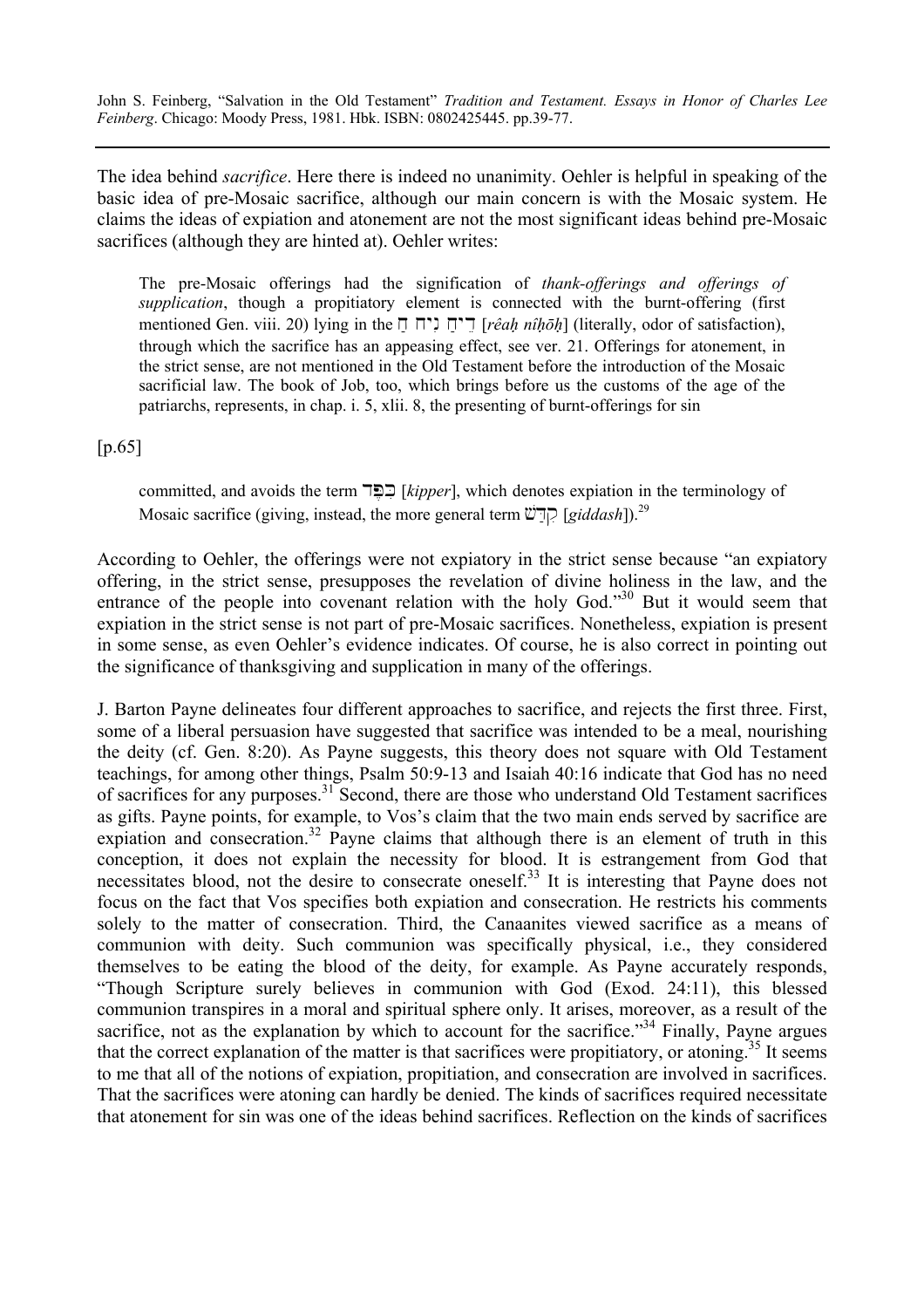The idea behind *sacrifice*. Here there is indeed no unanimity. Oehler is helpful in speaking of the basic idea of pre-Mosaic sacrifice, although our main concern is with the Mosaic system. He claims the ideas of expiation and atonement are not the most significant ideas behind pre-Mosaic sacrifices (although they are hinted at). Oehler writes:

> The pre-Mosaic offerings had the signification of *thank-offerings and offerings of supplication*, though a propitiatory element is connected with the burnt-offering (first mentioned Gen. viii. 20) lying in the רֵיחַ נִיחֹחַ [*rêaḥ nîḥōḥ*] (literally, odor of satisfaction), through which the sacrifice has an appeasing effect, see ver. 21. Offerings for atonement, in the strict sense, are not mentioned in the Old Testament before the introduction of the Mosaic sacrificial law. The book of Job, too, which brings before us the customs of the age of the patriarchs, represents, in chap. i. 5, xlii. 8, the presenting of burnt-offerings for sin

[p.65]

> committed, and avoids the term כִּפֶּר [*kipper*], which denotes expiation in the terminology of Mosaic sacrifice (giving, instead, the more general term קִדֵּשׁ [*giddash*]).[29]

According to Oehler, the offerings were not expiatory in the strict sense because "an expiatory offering, in the strict sense, presupposes the revelation of divine holiness in the law, and the entrance of the people into covenant relation with the holy God."[30] But it would seem that expiation in the strict sense is not part of pre-Mosaic sacrifices. Nonetheless, expiation is present in some sense, as even Oehler's evidence indicates. Of course, he is also correct in pointing out the significance of thanksgiving and supplication in many of the offerings.

J. Barton Payne delineates four different approaches to sacrifice, and rejects the first three. First, some of a liberal persuasion have suggested that sacrifice was intended to be a meal, nourishing the deity (cf. Gen. 8:20). As Payne suggests, this theory does not square with Old Testament teachings, for among other things, Psalm 50:9-13 and Isaiah 40:16 indicate that God has no need of sacrifices for any purposes.[31] Second, there are those who understand Old Testament sacrifices as gifts. Payne points, for example, to Vos's claim that the two main ends served by sacrifice are expiation and consecration.[32] Payne claims that although there is an element of truth in this conception, it does not explain the necessity for blood. It is estrangement from God that necessitates blood, not the desire to consecrate oneself.[33] It is interesting that Payne does not focus on the fact that Vos specifies both expiation and consecration. He restricts his comments solely to the matter of consecration. Third, the Canaanites viewed sacrifice as a means of communion with deity. Such communion was specifically physical, i.e., they considered themselves to be eating the blood of the deity, for example. As Payne accurately responds, "Though Scripture surely believes in communion with God (Exod. 24:11), this blessed communion transpires in a moral and spiritual sphere only. It arises, moreover, as a result of the sacrifice, not as the explanation by which to account for the sacrifice."[34] Finally, Payne argues that the correct explanation of the matter is that sacrifices were propitiatory, or atoning.[35] It seems to me that all of the notions of expiation, propitiation, and consecration are involved in sacrifices. That the sacrifices were atoning can hardly be denied. The kinds of sacrifices required necessitate that atonement for sin was one of the ideas behind sacrifices. Reflection on the kinds of sacrifices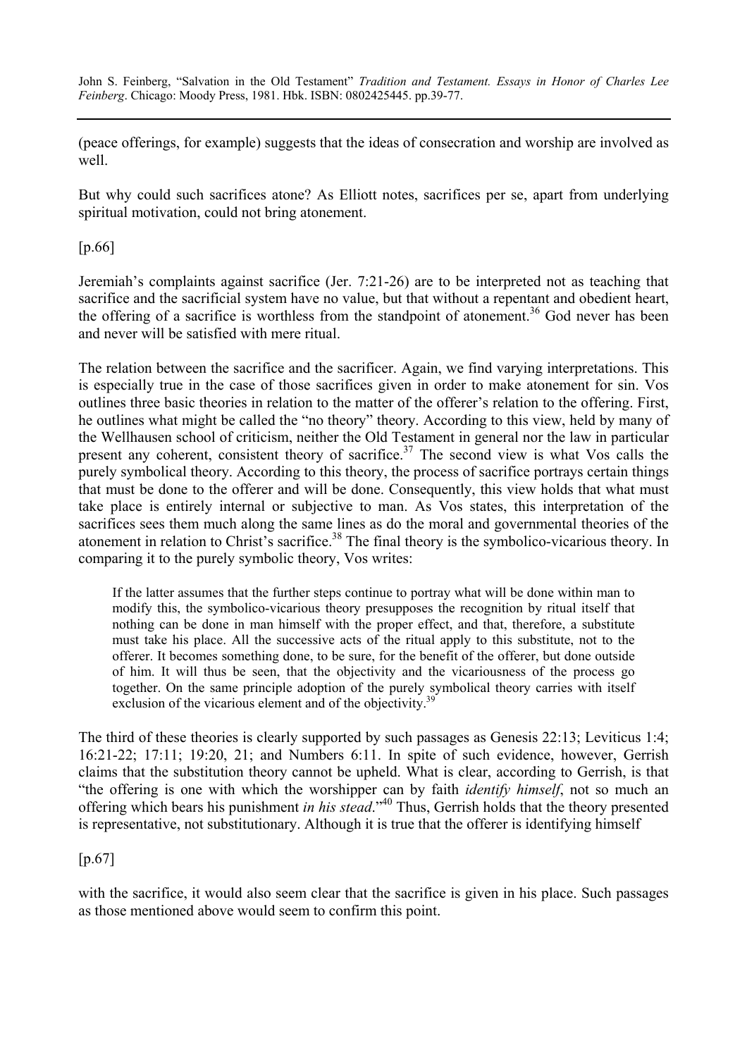(peace offerings, for example) suggests that the ideas of consecration and worship are involved as well.

But why could such sacrifices atone? As Elliott notes, sacrifices per se, apart from underlying spiritual motivation, could not bring atonement.

[p.66]

Jeremiah's complaints against sacrifice (Jer. 7:21-26) are to be interpreted not as teaching that sacrifice and the sacrificial system have no value, but that without a repentant and obedient heart, the offering of a sacrifice is worthless from the standpoint of atonement.[36] God never has been and never will be satisfied with mere ritual.

The relation between the sacrifice and the sacrificer. Again, we find varying interpretations. This is especially true in the case of those sacrifices given in order to make atonement for sin. Vos outlines three basic theories in relation to the matter of the offerer's relation to the offering. First, he outlines what might be called the "no theory" theory. According to this view, held by many of the Wellhausen school of criticism, neither the Old Testament in general nor the law in particular present any coherent, consistent theory of sacrifice.[37] The second view is what Vos calls the purely symbolical theory. According to this theory, the process of sacrifice portrays certain things that must be done to the offerer and will be done. Consequently, this view holds that what must take place is entirely internal or subjective to man. As Vos states, this interpretation of the sacrifices sees them much along the same lines as do the moral and governmental theories of the atonement in relation to Christ's sacrifice.[38] The final theory is the symbolico-vicarious theory. In comparing it to the purely symbolic theory, Vos writes:

> If the latter assumes that the further steps continue to portray what will be done within man to modify this, the symbolico-vicarious theory presupposes the recognition by ritual itself that nothing can be done in man himself with the proper effect, and that, therefore, a substitute must take his place. All the successive acts of the ritual apply to this substitute, not to the offerer. It becomes something done, to be sure, for the benefit of the offerer, but done outside of him. It will thus be seen, that the objectivity and the vicariousness of the process go together. On the same principle adoption of the purely symbolical theory carries with itself exclusion of the vicarious element and of the objectivity.[39]

The third of these theories is clearly supported by such passages as Genesis 22:13; Leviticus 1:4; 16:21-22; 17:11; 19:20, 21; and Numbers 6:11. In spite of such evidence, however, Gerrish claims that the substitution theory cannot be upheld. What is clear, according to Gerrish, is that "the offering is one with which the worshipper can by faith *identify himself*, not so much an offering which bears his punishment *in his stead*."[40] Thus, Gerrish holds that the theory presented is representative, not substitutionary. Although it is true that the offerer is identifying himself

[p.67]

with the sacrifice, it would also seem clear that the sacrifice is given in his place. Such passages as those mentioned above would seem to confirm this point.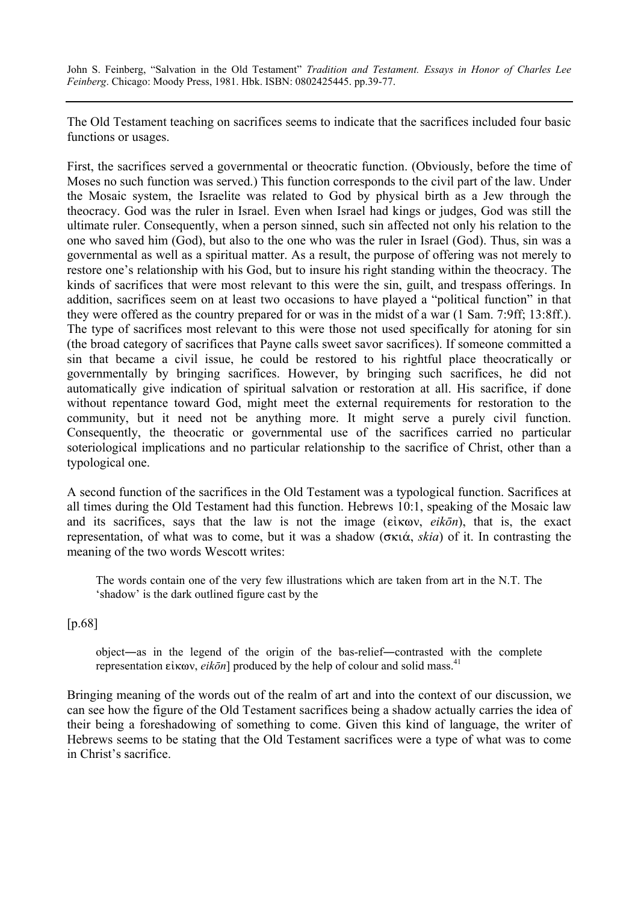The Old Testament teaching on sacrifices seems to indicate that the sacrifices included four basic functions or usages.

First, the sacrifices served a governmental or theocratic function. (Obviously, before the time of Moses no such function was served.) This function corresponds to the civil part of the law. Under the Mosaic system, the Israelite was related to God by physical birth as a Jew through the theocracy. God was the ruler in Israel. Even when Israel had kings or judges, God was still the ultimate ruler. Consequently, when a person sinned, such sin affected not only his relation to the one who saved him (God), but also to the one who was the ruler in Israel (God). Thus, sin was a governmental as well as a spiritual matter. As a result, the purpose of offering was not merely to restore one's relationship with his God, but to insure his right standing within the theocracy. The kinds of sacrifices that were most relevant to this were the sin, guilt, and trespass offerings. In addition, sacrifices seem on at least two occasions to have played a "political function" in that they were offered as the country prepared for or was in the midst of a war (1 Sam. 7:9ff; 13:8ff.). The type of sacrifices most relevant to this were those not used specifically for atoning for sin (the broad category of sacrifices that Payne calls sweet savor sacrifices). If someone committed a sin that became a civil issue, he could be restored to his rightful place theocratically or governmentally by bringing sacrifices. However, by bringing such sacrifices, he did not automatically give indication of spiritual salvation or restoration at all. His sacrifice, if done without repentance toward God, might meet the external requirements for restoration to the community, but it need not be anything more. It might serve a purely civil function. Consequently, the theocratic or governmental use of the sacrifices carried no particular soteriological implications and no particular relationship to the sacrifice of Christ, other than a typological one.

A second function of the sacrifices in the Old Testament was a typological function. Sacrifices at all times during the Old Testament had this function. Hebrews 10:1, speaking of the Mosaic law and its sacrifices, says that the law is not the image (εἰκων, *eikōn*), that is, the exact representation, of what was to come, but it was a shadow (σκιά, *skia*) of it. In contrasting the meaning of the two words Wescott writes:

> The words contain one of the very few illustrations which are taken from art in the N.T. The 'shadow' is the dark outlined figure cast by the
>
> [p.68]
>
> object―as in the legend of the origin of the bas-relief―contrasted with the complete representation εἰκων, *eikōn*] produced by the help of colour and solid mass.[41]

Bringing meaning of the words out of the realm of art and into the context of our discussion, we can see how the figure of the Old Testament sacrifices being a shadow actually carries the idea of their being a foreshadowing of something to come. Given this kind of language, the writer of Hebrews seems to be stating that the Old Testament sacrifices were a type of what was to come in Christ's sacrifice.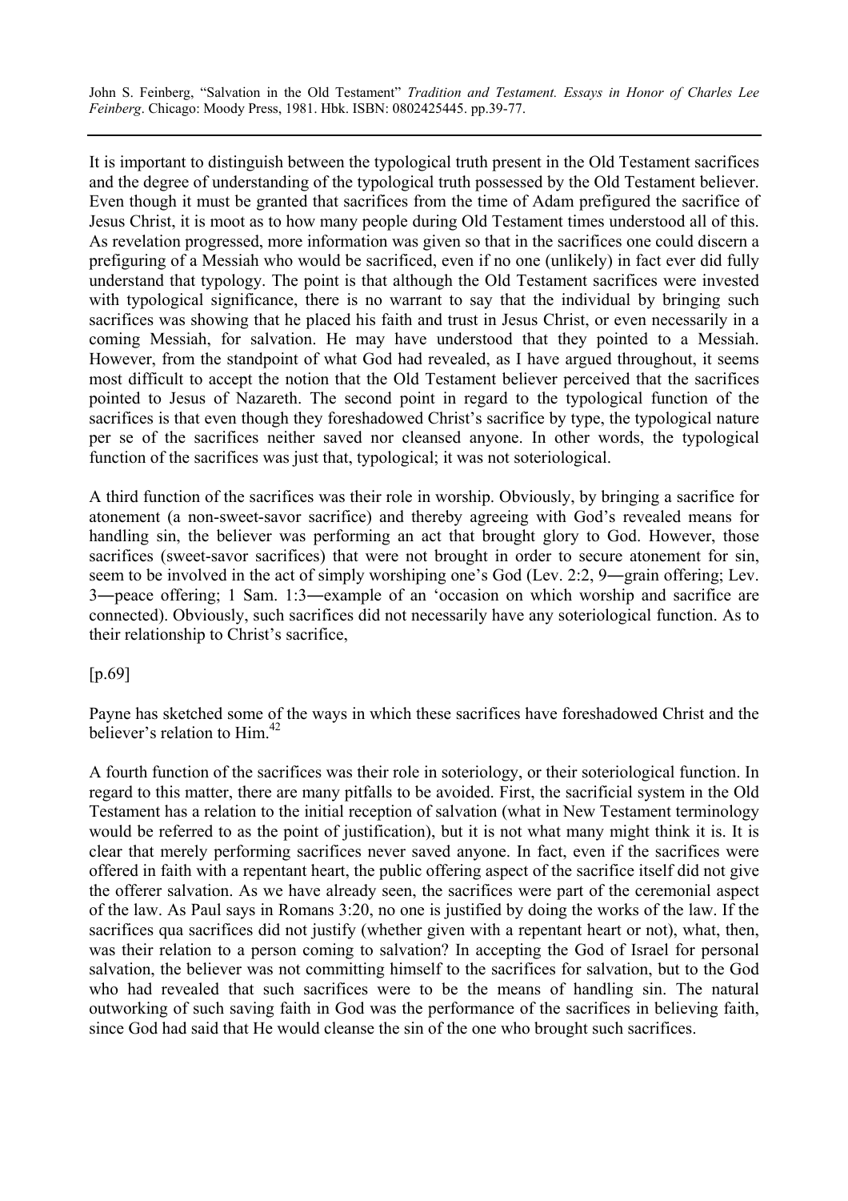It is important to distinguish between the typological truth present in the Old Testament sacrifices and the degree of understanding of the typological truth possessed by the Old Testament believer. Even though it must be granted that sacrifices from the time of Adam prefigured the sacrifice of Jesus Christ, it is moot as to how many people during Old Testament times understood all of this. As revelation progressed, more information was given so that in the sacrifices one could discern a prefiguring of a Messiah who would be sacrificed, even if no one (unlikely) in fact ever did fully understand that typology. The point is that although the Old Testament sacrifices were invested with typological significance, there is no warrant to say that the individual by bringing such sacrifices was showing that he placed his faith and trust in Jesus Christ, or even necessarily in a coming Messiah, for salvation. He may have understood that they pointed to a Messiah. However, from the standpoint of what God had revealed, as I have argued throughout, it seems most difficult to accept the notion that the Old Testament believer perceived that the sacrifices pointed to Jesus of Nazareth. The second point in regard to the typological function of the sacrifices is that even though they foreshadowed Christ's sacrifice by type, the typological nature per se of the sacrifices neither saved nor cleansed anyone. In other words, the typological function of the sacrifices was just that, typological; it was not soteriological.

A third function of the sacrifices was their role in worship. Obviously, by bringing a sacrifice for atonement (a non-sweet-savor sacrifice) and thereby agreeing with God's revealed means for handling sin, the believer was performing an act that brought glory to God. However, those sacrifices (sweet-savor sacrifices) that were not brought in order to secure atonement for sin, seem to be involved in the act of simply worshiping one's God (Lev. 2:2, 9―grain offering; Lev. 3―peace offering; 1 Sam. 1:3―example of an 'occasion on which worship and sacrifice are connected). Obviously, such sacrifices did not necessarily have any soteriological function. As to their relationship to Christ's sacrifice,

[p.69]

Payne has sketched some of the ways in which these sacrifices have foreshadowed Christ and the believer's relation to Him.[42]

A fourth function of the sacrifices was their role in soteriology, or their soteriological function. In regard to this matter, there are many pitfalls to be avoided. First, the sacrificial system in the Old Testament has a relation to the initial reception of salvation (what in New Testament terminology would be referred to as the point of justification), but it is not what many might think it is. It is clear that merely performing sacrifices never saved anyone. In fact, even if the sacrifices were offered in faith with a repentant heart, the public offering aspect of the sacrifice itself did not give the offerer salvation. As we have already seen, the sacrifices were part of the ceremonial aspect of the law. As Paul says in Romans 3:20, no one is justified by doing the works of the law. If the sacrifices qua sacrifices did not justify (whether given with a repentant heart or not), what, then, was their relation to a person coming to salvation? In accepting the God of Israel for personal salvation, the believer was not committing himself to the sacrifices for salvation, but to the God who had revealed that such sacrifices were to be the means of handling sin. The natural outworking of such saving faith in God was the performance of the sacrifices in believing faith, since God had said that He would cleanse the sin of the one who brought such sacrifices.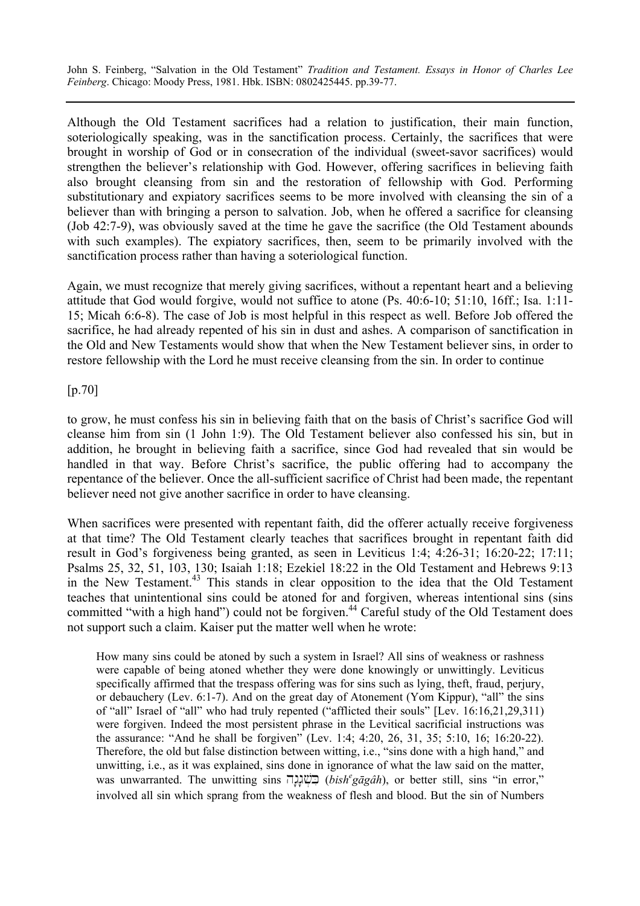Although the Old Testament sacrifices had a relation to justification, their main function, soteriologically speaking, was in the sanctification process. Certainly, the sacrifices that were brought in worship of God or in consecration of the individual (sweet-savor sacrifices) would strengthen the believer's relationship with God. However, offering sacrifices in believing faith also brought cleansing from sin and the restoration of fellowship with God. Performing substitutionary and expiatory sacrifices seems to be more involved with cleansing the sin of a believer than with bringing a person to salvation. Job, when he offered a sacrifice for cleansing (Job 42:7-9), was obviously saved at the time he gave the sacrifice (the Old Testament abounds with such examples). The expiatory sacrifices, then, seem to be primarily involved with the sanctification process rather than having a soteriological function.

Again, we must recognize that merely giving sacrifices, without a repentant heart and a believing attitude that God would forgive, would not suffice to atone (Ps. 40:6-10; 51:10, 16ff.; Isa. 1:11-15; Micah 6:6-8). The case of Job is most helpful in this respect as well. Before Job offered the sacrifice, he had already repented of his sin in dust and ashes. A comparison of sanctification in the Old and New Testaments would show that when the New Testament believer sins, in order to restore fellowship with the Lord he must receive cleansing from the sin. In order to continue

[p.70]

to grow, he must confess his sin in believing faith that on the basis of Christ's sacrifice God will cleanse him from sin (1 John 1:9). The Old Testament believer also confessed his sin, but in addition, he brought in believing faith a sacrifice, since God had revealed that sin would be handled in that way. Before Christ's sacrifice, the public offering had to accompany the repentance of the believer. Once the all-sufficient sacrifice of Christ had been made, the repentant believer need not give another sacrifice in order to have cleansing.

When sacrifices were presented with repentant faith, did the offerer actually receive forgiveness at that time? The Old Testament clearly teaches that sacrifices brought in repentant faith did result in God's forgiveness being granted, as seen in Leviticus 1:4; 4:26-31; 16:20-22; 17:11; Psalms 25, 32, 51, 103, 130; Isaiah 1:18; Ezekiel 18:22 in the Old Testament and Hebrews 9:13 in the New Testament.[43] This stands in clear opposition to the idea that the Old Testament teaches that unintentional sins could be atoned for and forgiven, whereas intentional sins (sins committed "with a high hand") could not be forgiven.[44] Careful study of the Old Testament does not support such a claim. Kaiser put the matter well when he wrote:

> How many sins could be atoned by such a system in Israel? All sins of weakness or rashness were capable of being atoned whether they were done knowingly or unwittingly. Leviticus specifically affirmed that the trespass offering was for sins such as lying, theft, fraud, perjury, or debauchery (Lev. 6:1-7). And on the great day of Atonement (Yom Kippur), "all" the sins of "all" Israel of "all" who had truly repented ("afflicted their souls" [Lev. 16:16,21,29,311) were forgiven. Indeed the most persistent phrase in the Levitical sacrificial instructions was the assurance: "And he shall be forgiven" (Lev. 1:4; 4:20, 26, 31, 35; 5:10, 16; 16:20-22). Therefore, the old but false distinction between witting, i.e., "sins done with a high hand," and unwitting, i.e., as it was explained, sins done in ignorance of what the law said on the matter, was unwarranted. The unwitting sins בִּשְׁגָגָה (*bish$^{e}$gāgâh*), or better still, sins "in error," involved all sin which sprang from the weakness of flesh and blood. But the sin of Numbers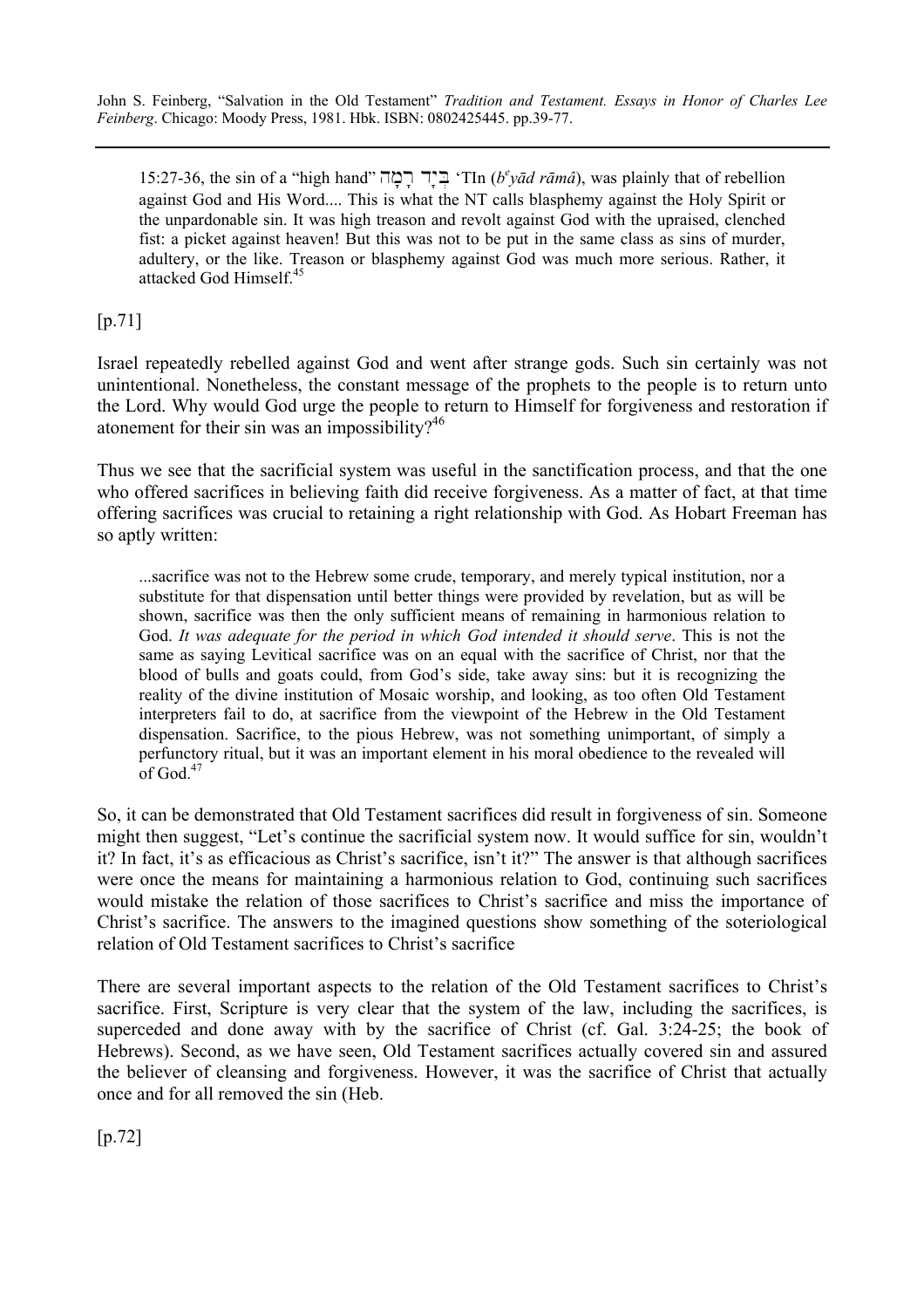> 15:27-36, the sin of a "high hand" בְּיָד רָמָה 'TIn ($b^{e}$yād rāmâ), was plainly that of rebellion against God and His Word.... This is what the NT calls blasphemy against the Holy Spirit or the unpardonable sin. It was high treason and revolt against God with the upraised, clenched fist: a picket against heaven! But this was not to be put in the same class as sins of murder, adultery, or the like. Treason or blasphemy against God was much more serious. Rather, it attacked God Himself.[45]

[p.71]

Israel repeatedly rebelled against God and went after strange gods. Such sin certainly was not unintentional. Nonetheless, the constant message of the prophets to the people is to return unto the Lord. Why would God urge the people to return to Himself for forgiveness and restoration if atonement for their sin was an impossibility?[46]

Thus we see that the sacrificial system was useful in the sanctification process, and that the one who offered sacrifices in believing faith did receive forgiveness. As a matter of fact, at that time offering sacrifices was crucial to retaining a right relationship with God. As Hobart Freeman has so aptly written:

> ...sacrifice was not to the Hebrew some crude, temporary, and merely typical institution, nor a substitute for that dispensation until better things were provided by revelation, but as will be shown, sacrifice was then the only sufficient means of remaining in harmonious relation to God. *It was adequate for the period in which God intended it should serve*. This is not the same as saying Levitical sacrifice was on an equal with the sacrifice of Christ, nor that the blood of bulls and goats could, from God's side, take away sins: but it is recognizing the reality of the divine institution of Mosaic worship, and looking, as too often Old Testament interpreters fail to do, at sacrifice from the viewpoint of the Hebrew in the Old Testament dispensation. Sacrifice, to the pious Hebrew, was not something unimportant, of simply a perfunctory ritual, but it was an important element in his moral obedience to the revealed will of God.[47]

So, it can be demonstrated that Old Testament sacrifices did result in forgiveness of sin. Someone might then suggest, "Let's continue the sacrificial system now. It would suffice for sin, wouldn't it? In fact, it's as efficacious as Christ's sacrifice, isn't it?" The answer is that although sacrifices were once the means for maintaining a harmonious relation to God, continuing such sacrifices would mistake the relation of those sacrifices to Christ's sacrifice and miss the importance of Christ's sacrifice. The answers to the imagined questions show something of the soteriological relation of Old Testament sacrifices to Christ's sacrifice

There are several important aspects to the relation of the Old Testament sacrifices to Christ's sacrifice. First, Scripture is very clear that the system of the law, including the sacrifices, is superceded and done away with by the sacrifice of Christ (cf. Gal. 3:24-25; the book of Hebrews). Second, as we have seen, Old Testament sacrifices actually covered sin and assured the believer of cleansing and forgiveness. However, it was the sacrifice of Christ that actually once and for all removed the sin (Heb.

[p.72]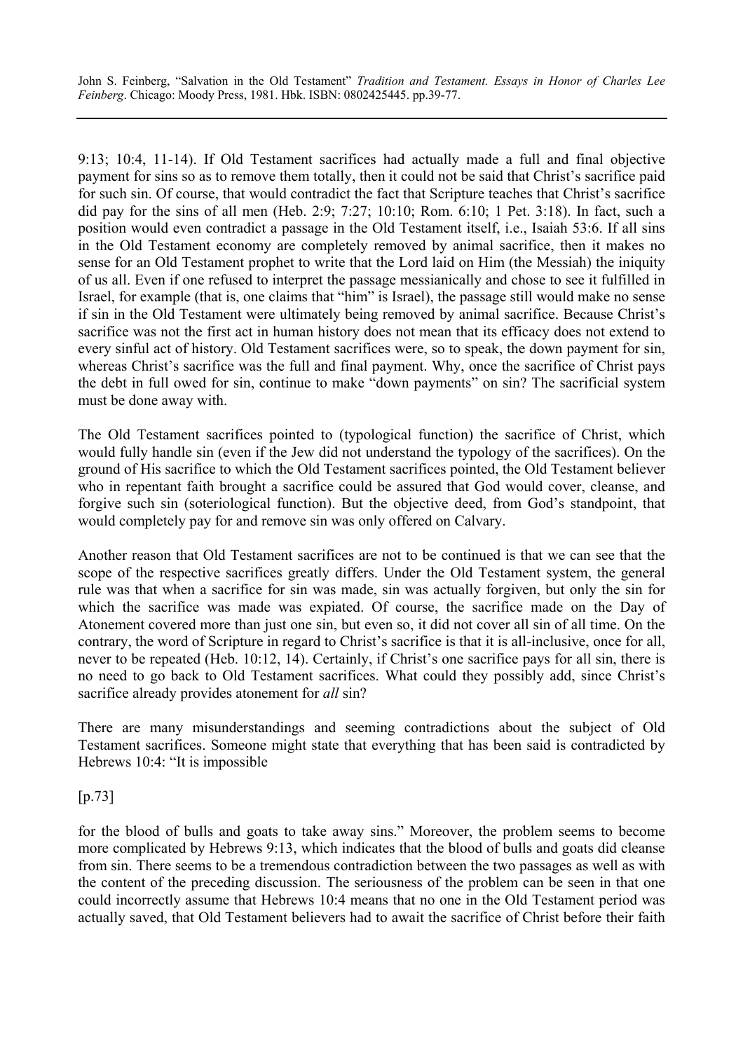9:13; 10:4, 11-14). If Old Testament sacrifices had actually made a full and final objective payment for sins so as to remove them totally, then it could not be said that Christ's sacrifice paid for such sin. Of course, that would contradict the fact that Scripture teaches that Christ's sacrifice did pay for the sins of all men (Heb. 2:9; 7:27; 10:10; Rom. 6:10; 1 Pet. 3:18). In fact, such a position would even contradict a passage in the Old Testament itself, i.e., Isaiah 53:6. If all sins in the Old Testament economy are completely removed by animal sacrifice, then it makes no sense for an Old Testament prophet to write that the Lord laid on Him (the Messiah) the iniquity of us all. Even if one refused to interpret the passage messianically and chose to see it fulfilled in Israel, for example (that is, one claims that "him" is Israel), the passage still would make no sense if sin in the Old Testament were ultimately being removed by animal sacrifice. Because Christ's sacrifice was not the first act in human history does not mean that its efficacy does not extend to every sinful act of history. Old Testament sacrifices were, so to speak, the down payment for sin, whereas Christ's sacrifice was the full and final payment. Why, once the sacrifice of Christ pays the debt in full owed for sin, continue to make "down payments" on sin? The sacrificial system must be done away with.

The Old Testament sacrifices pointed to (typological function) the sacrifice of Christ, which would fully handle sin (even if the Jew did not understand the typology of the sacrifices). On the ground of His sacrifice to which the Old Testament sacrifices pointed, the Old Testament believer who in repentant faith brought a sacrifice could be assured that God would cover, cleanse, and forgive such sin (soteriological function). But the objective deed, from God's standpoint, that would completely pay for and remove sin was only offered on Calvary.

Another reason that Old Testament sacrifices are not to be continued is that we can see that the scope of the respective sacrifices greatly differs. Under the Old Testament system, the general rule was that when a sacrifice for sin was made, sin was actually forgiven, but only the sin for which the sacrifice was made was expiated. Of course, the sacrifice made on the Day of Atonement covered more than just one sin, but even so, it did not cover all sin of all time. On the contrary, the word of Scripture in regard to Christ's sacrifice is that it is all-inclusive, once for all, never to be repeated (Heb. 10:12, 14). Certainly, if Christ's one sacrifice pays for all sin, there is no need to go back to Old Testament sacrifices. What could they possibly add, since Christ's sacrifice already provides atonement for *all* sin?

There are many misunderstandings and seeming contradictions about the subject of Old Testament sacrifices. Someone might state that everything that has been said is contradicted by Hebrews 10:4: "It is impossible

[p.73]

for the blood of bulls and goats to take away sins." Moreover, the problem seems to become more complicated by Hebrews 9:13, which indicates that the blood of bulls and goats did cleanse from sin. There seems to be a tremendous contradiction between the two passages as well as with the content of the preceding discussion. The seriousness of the problem can be seen in that one could incorrectly assume that Hebrews 10:4 means that no one in the Old Testament period was actually saved, that Old Testament believers had to await the sacrifice of Christ before their faith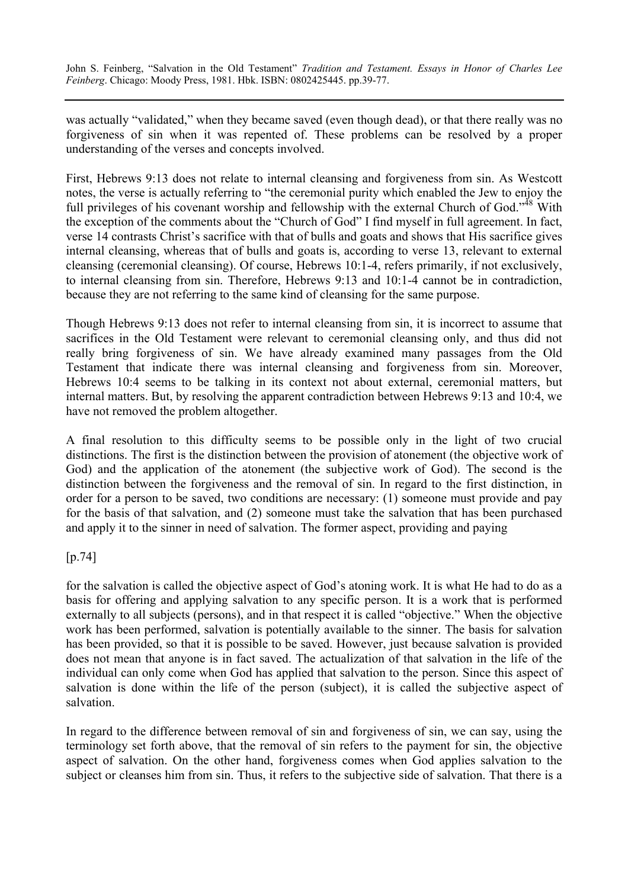was actually "validated," when they became saved (even though dead), or that there really was no forgiveness of sin when it was repented of. These problems can be resolved by a proper understanding of the verses and concepts involved.

First, Hebrews 9:13 does not relate to internal cleansing and forgiveness from sin. As Westcott notes, the verse is actually referring to "the ceremonial purity which enabled the Jew to enjoy the full privileges of his covenant worship and fellowship with the external Church of God."[48] With the exception of the comments about the "Church of God" I find myself in full agreement. In fact, verse 14 contrasts Christ's sacrifice with that of bulls and goats and shows that His sacrifice gives internal cleansing, whereas that of bulls and goats is, according to verse 13, relevant to external cleansing (ceremonial cleansing). Of course, Hebrews 10:1-4, refers primarily, if not exclusively, to internal cleansing from sin. Therefore, Hebrews 9:13 and 10:1-4 cannot be in contradiction, because they are not referring to the same kind of cleansing for the same purpose.

Though Hebrews 9:13 does not refer to internal cleansing from sin, it is incorrect to assume that sacrifices in the Old Testament were relevant to ceremonial cleansing only, and thus did not really bring forgiveness of sin. We have already examined many passages from the Old Testament that indicate there was internal cleansing and forgiveness from sin. Moreover, Hebrews 10:4 seems to be talking in its context not about external, ceremonial matters, but internal matters. But, by resolving the apparent contradiction between Hebrews 9:13 and 10:4, we have not removed the problem altogether.

A final resolution to this difficulty seems to be possible only in the light of two crucial distinctions. The first is the distinction between the provision of atonement (the objective work of God) and the application of the atonement (the subjective work of God). The second is the distinction between the forgiveness and the removal of sin. In regard to the first distinction, in order for a person to be saved, two conditions are necessary: (1) someone must provide and pay for the basis of that salvation, and (2) someone must take the salvation that has been purchased and apply it to the sinner in need of salvation. The former aspect, providing and paying

[p.74]

for the salvation is called the objective aspect of God's atoning work. It is what He had to do as a basis for offering and applying salvation to any specific person. It is a work that is performed externally to all subjects (persons), and in that respect it is called "objective." When the objective work has been performed, salvation is potentially available to the sinner. The basis for salvation has been provided, so that it is possible to be saved. However, just because salvation is provided does not mean that anyone is in fact saved. The actualization of that salvation in the life of the individual can only come when God has applied that salvation to the person. Since this aspect of salvation is done within the life of the person (subject), it is called the subjective aspect of salvation.

In regard to the difference between removal of sin and forgiveness of sin, we can say, using the terminology set forth above, that the removal of sin refers to the payment for sin, the objective aspect of salvation. On the other hand, forgiveness comes when God applies salvation to the subject or cleanses him from sin. Thus, it refers to the subjective side of salvation. That there is a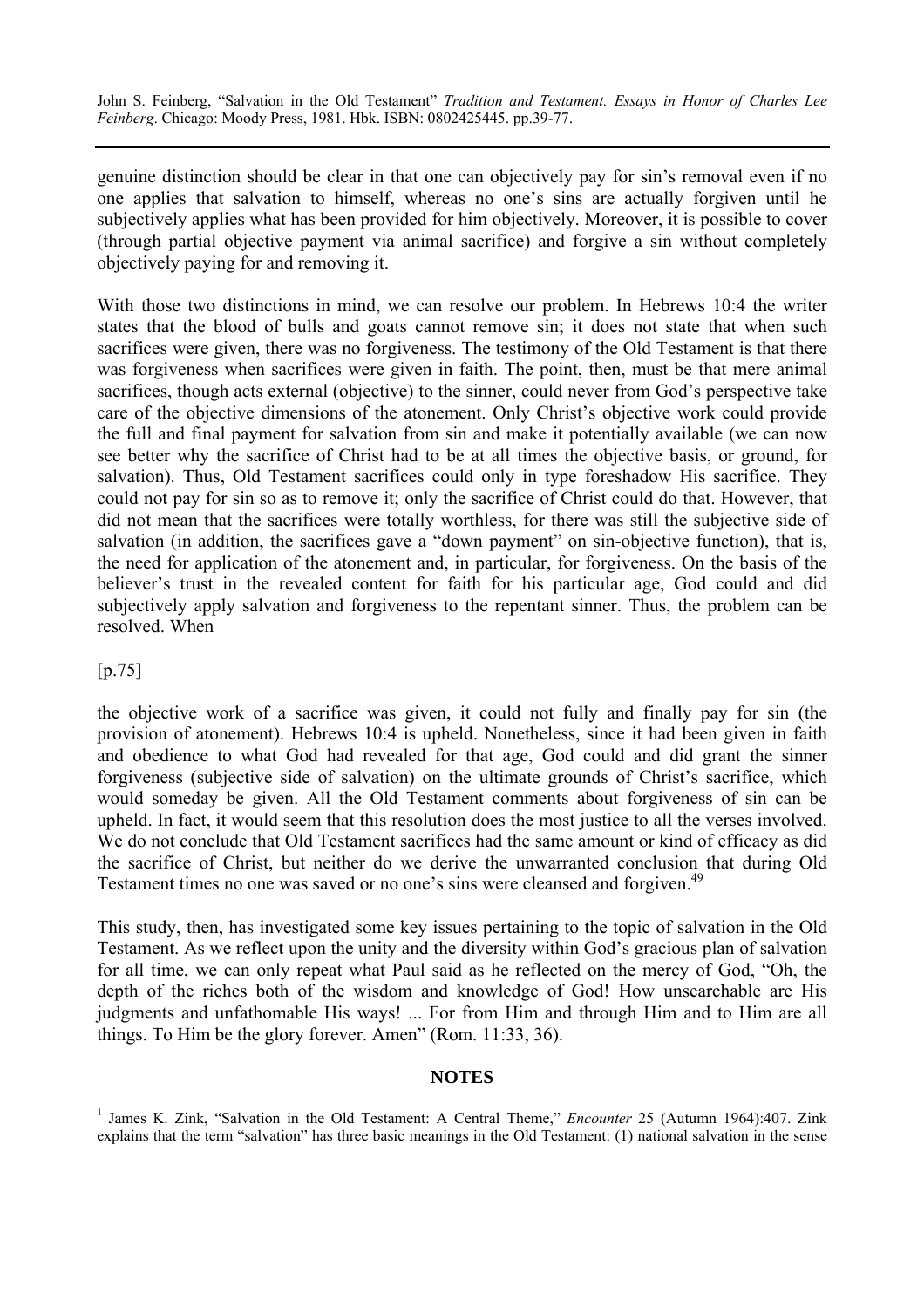genuine distinction should be clear in that one can objectively pay for sin's removal even if no one applies that salvation to himself, whereas no one's sins are actually forgiven until he subjectively applies what has been provided for him objectively. Moreover, it is possible to cover (through partial objective payment via animal sacrifice) and forgive a sin without completely objectively paying for and removing it.

With those two distinctions in mind, we can resolve our problem. In Hebrews 10:4 the writer states that the blood of bulls and goats cannot remove sin; it does not state that when such sacrifices were given, there was no forgiveness. The testimony of the Old Testament is that there was forgiveness when sacrifices were given in faith. The point, then, must be that mere animal sacrifices, though acts external (objective) to the sinner, could never from God's perspective take care of the objective dimensions of the atonement. Only Christ's objective work could provide the full and final payment for salvation from sin and make it potentially available (we can now see better why the sacrifice of Christ had to be at all times the objective basis, or ground, for salvation). Thus, Old Testament sacrifices could only in type foreshadow His sacrifice. They could not pay for sin so as to remove it; only the sacrifice of Christ could do that. However, that did not mean that the sacrifices were totally worthless, for there was still the subjective side of salvation (in addition, the sacrifices gave a "down payment" on sin-objective function), that is, the need for application of the atonement and, in particular, for forgiveness. On the basis of the believer's trust in the revealed content for faith for his particular age, God could and did subjectively apply salvation and forgiveness to the repentant sinner. Thus, the problem can be resolved. When

[p.75]

the objective work of a sacrifice was given, it could not fully and finally pay for sin (the provision of atonement). Hebrews 10:4 is upheld. Nonetheless, since it had been given in faith and obedience to what God had revealed for that age, God could and did grant the sinner forgiveness (subjective side of salvation) on the ultimate grounds of Christ's sacrifice, which would someday be given. All the Old Testament comments about forgiveness of sin can be upheld. In fact, it would seem that this resolution does the most justice to all the verses involved. We do not conclude that Old Testament sacrifices had the same amount or kind of efficacy as did the sacrifice of Christ, but neither do we derive the unwarranted conclusion that during Old Testament times no one was saved or no one's sins were cleansed and forgiven.[49]

This study, then, has investigated some key issues pertaining to the topic of salvation in the Old Testament. As we reflect upon the unity and the diversity within God's gracious plan of salvation for all time, we can only repeat what Paul said as he reflected on the mercy of God, "Oh, the depth of the riches both of the wisdom and knowledge of God! How unsearchable are His judgments and unfathomable His ways! ... For from Him and through Him and to Him are all things. To Him be the glory forever. Amen" (Rom. 11:33, 36).

## NOTES

[1] James K. Zink, "Salvation in the Old Testament: A Central Theme," *Encounter* 25 (Autumn 1964):407. Zink explains that the term "salvation" has three basic meanings in the Old Testament: (1) national salvation in the sense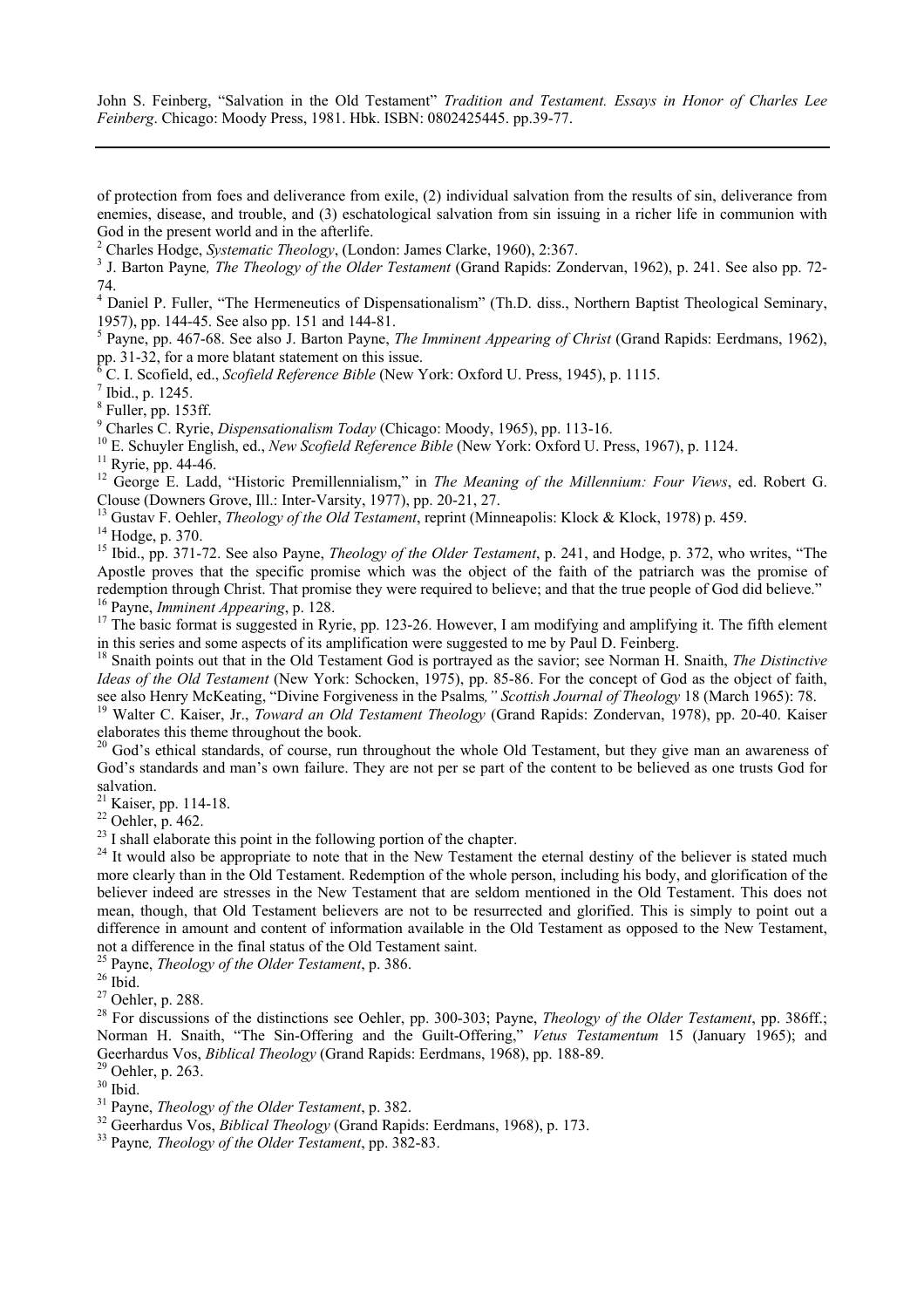of protection from foes and deliverance from exile, (2) individual salvation from the results of sin, deliverance from enemies, disease, and trouble, and (3) eschatological salvation from sin issuing in a richer life in communion with God in the present world and in the afterlife.

[2] Charles Hodge, *Systematic Theology*, (London: James Clarke, 1960), 2:367.

[3] J. Barton Payne*, The Theology of the Older Testament* (Grand Rapids: Zondervan, 1962), p. 241. See also pp. 72-74.

[4] Daniel P. Fuller, "The Hermeneutics of Dispensationalism" (Th.D. diss., Northern Baptist Theological Seminary, 1957), pp. 144-45. See also pp. 151 and 144-81.

[5] Payne, pp. 467-68. See also J. Barton Payne, *The Imminent Appearing of Christ* (Grand Rapids: Eerdmans, 1962), pp. 31-32, for a more blatant statement on this issue.

[6] C. I. Scofield, ed., *Scofield Reference Bible* (New York: Oxford U. Press, 1945), p. 1115.

[7] Ibid., p. 1245.

[8] Fuller, pp. 153ff.

[9] Charles C. Ryrie, *Dispensationalism Today* (Chicago: Moody, 1965), pp. 113-16.

[10] E. Schuyler English, ed., *New Scofield Reference Bible* (New York: Oxford U. Press, 1967), p. 1124.

[11] Ryrie, pp. 44-46.

[12] George E. Ladd, "Historic Premillennialism," in *The Meaning of the Millennium: Four Views*, ed. Robert G. Clouse (Downers Grove, Ill.: Inter-Varsity, 1977), pp. 20-21, 27.

[13] Gustav F. Oehler, *Theology of the Old Testament*, reprint (Minneapolis: Klock & Klock, 1978) p. 459.

[14] Hodge, p. 370.

[15] Ibid., pp. 371-72. See also Payne, *Theology of the Older Testament*, p. 241, and Hodge, p. 372, who writes, "The Apostle proves that the specific promise which was the object of the faith of the patriarch was the promise of redemption through Christ. That promise they were required to believe; and that the true people of God did believe."

[16] Payne, *Imminent Appearing*, p. 128.

[17] The basic format is suggested in Ryrie, pp. 123-26. However, I am modifying and amplifying it. The fifth element in this series and some aspects of its amplification were suggested to me by Paul D. Feinberg.

[18] Snaith points out that in the Old Testament God is portrayed as the savior; see Norman H. Snaith, *The Distinctive Ideas of the Old Testament* (New York: Schocken, 1975), pp. 85-86. For the concept of God as the object of faith, see also Henry McKeating, "Divine Forgiveness in the Psalms*," Scottish Journal of Theology* 18 (March 1965): 78.

[19] Walter C. Kaiser, Jr., *Toward an Old Testament Theology* (Grand Rapids: Zondervan, 1978), pp. 20-40. Kaiser elaborates this theme throughout the book.

[20] God's ethical standards, of course, run throughout the whole Old Testament, but they give man an awareness of God's standards and man's own failure. They are not per se part of the content to be believed as one trusts God for salvation.

[21] Kaiser, pp. 114-18.

[22] Oehler, p. 462.

[23] I shall elaborate this point in the following portion of the chapter.

[24] It would also be appropriate to note that in the New Testament the eternal destiny of the believer is stated much more clearly than in the Old Testament. Redemption of the whole person, including his body, and glorification of the believer indeed are stresses in the New Testament that are seldom mentioned in the Old Testament. This does not mean, though, that Old Testament believers are not to be resurrected and glorified. This is simply to point out a difference in amount and content of information available in the Old Testament as opposed to the New Testament, not a difference in the final status of the Old Testament saint.

[25] Payne, *Theology of the Older Testament*, p. 386.

[26] Ibid.

[27] Oehler, p. 288.

[28] For discussions of the distinctions see Oehler, pp. 300-303; Payne, *Theology of the Older Testament*, pp. 386ff.; Norman H. Snaith, "The Sin-Offering and the Guilt-Offering," *Vetus Testamentum* 15 (January 1965); and Geerhardus Vos, *Biblical Theology* (Grand Rapids: Eerdmans, 1968), pp. 188-89.

[29] Oehler, p. 263.

[30] Ibid.

[31] Payne, *Theology of the Older Testament*, p. 382.

[32] Geerhardus Vos, *Biblical Theology* (Grand Rapids: Eerdmans, 1968), p. 173.

[33] Payne*, Theology of the Older Testament*, pp. 382-83.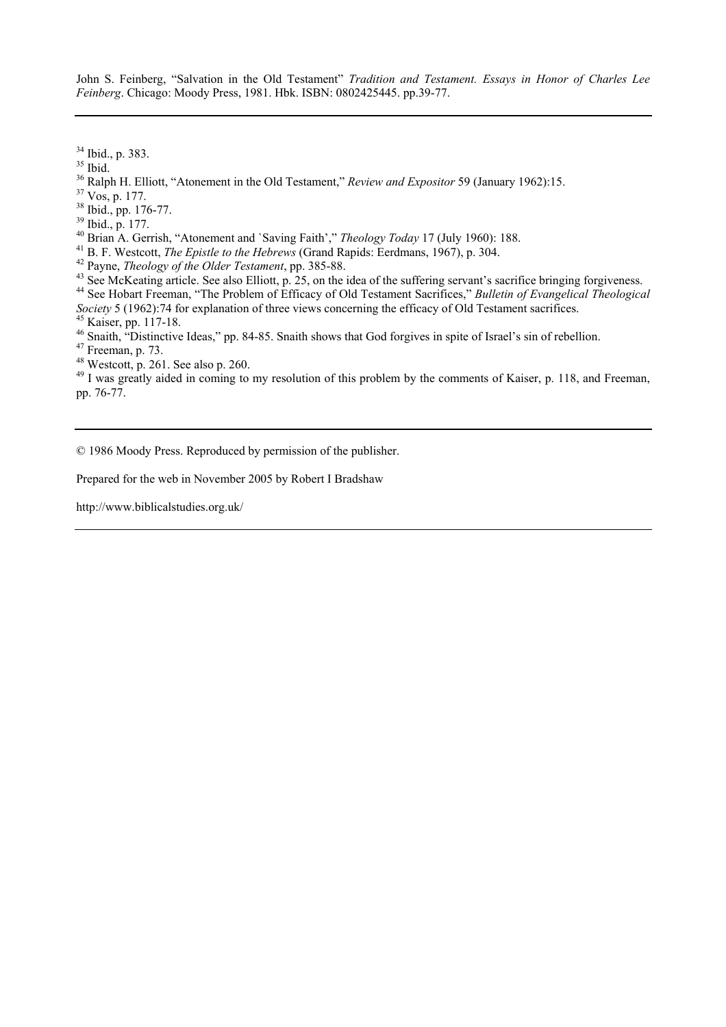[34] Ibid., p. 383.

[35] Ibid.

[36] Ralph H. Elliott, "Atonement in the Old Testament," *Review and Expositor* 59 (January 1962):15.

[37] Vos, p. 177.

[38] Ibid., pp. 176-77.

[39] Ibid., p. 177.

[40] Brian A. Gerrish, "Atonement and `Saving Faith'," *Theology Today* 17 (July 1960): 188.

[41] B. F. Westcott, *The Epistle to the Hebrews* (Grand Rapids: Eerdmans, 1967), p. 304.

[42] Payne, *Theology of the Older Testament*, pp. 385-88.

[43] See McKeating article. See also Elliott, p. 25, on the idea of the suffering servant's sacrifice bringing forgiveness.

[44] See Hobart Freeman, "The Problem of Efficacy of Old Testament Sacrifices," *Bulletin of Evangelical Theological Society* 5 (1962):74 for explanation of three views concerning the efficacy of Old Testament sacrifices.

[45] Kaiser, pp. 117-18.

[46] Snaith, "Distinctive Ideas," pp. 84-85. Snaith shows that God forgives in spite of Israel's sin of rebellion.

[47] Freeman, p. 73.

[48] Westcott, p. 261. See also p. 260.

[49] I was greatly aided in coming to my resolution of this problem by the comments of Kaiser, p. 118, and Freeman, pp. 76-77.

---

© 1986 Moody Press. Reproduced by permission of the publisher.

Prepared for the web in November 2005 by Robert I Bradshaw

http://www.biblicalstudies.org.uk/